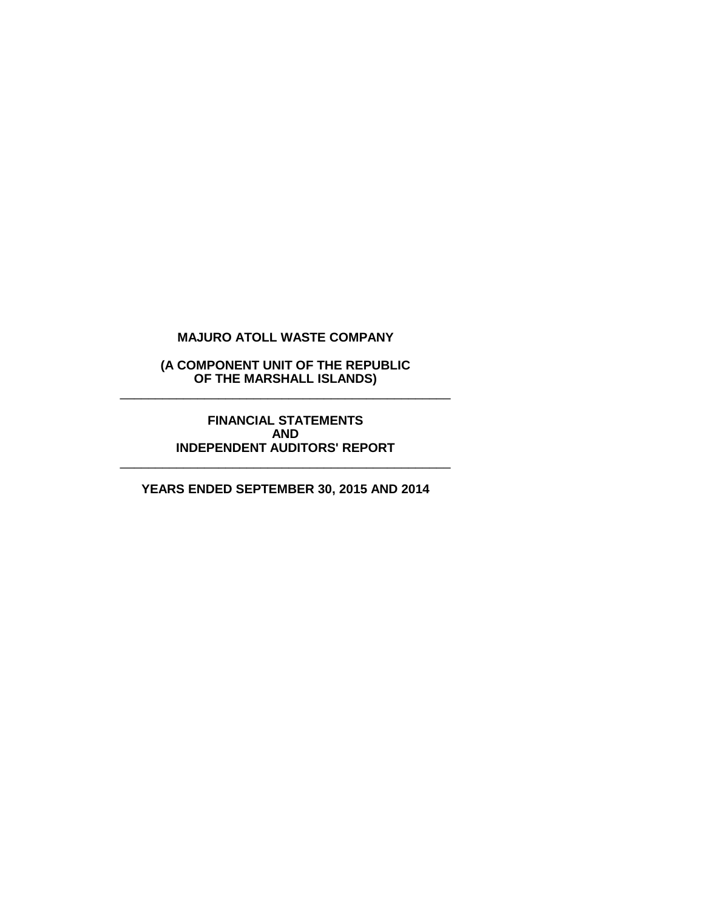# MAJURO ATOLL WASTE COMPANY

## (A COMPONENT UNIT OF THE REPUBLIC OF THE MARSHALL ISLANDS)

---

## FINANCIAL STATEMENTS AND INDEPENDENT AUDITORS' REPORT

---

## YEARS ENDED SEPTEMBER 30, 2015 AND 2014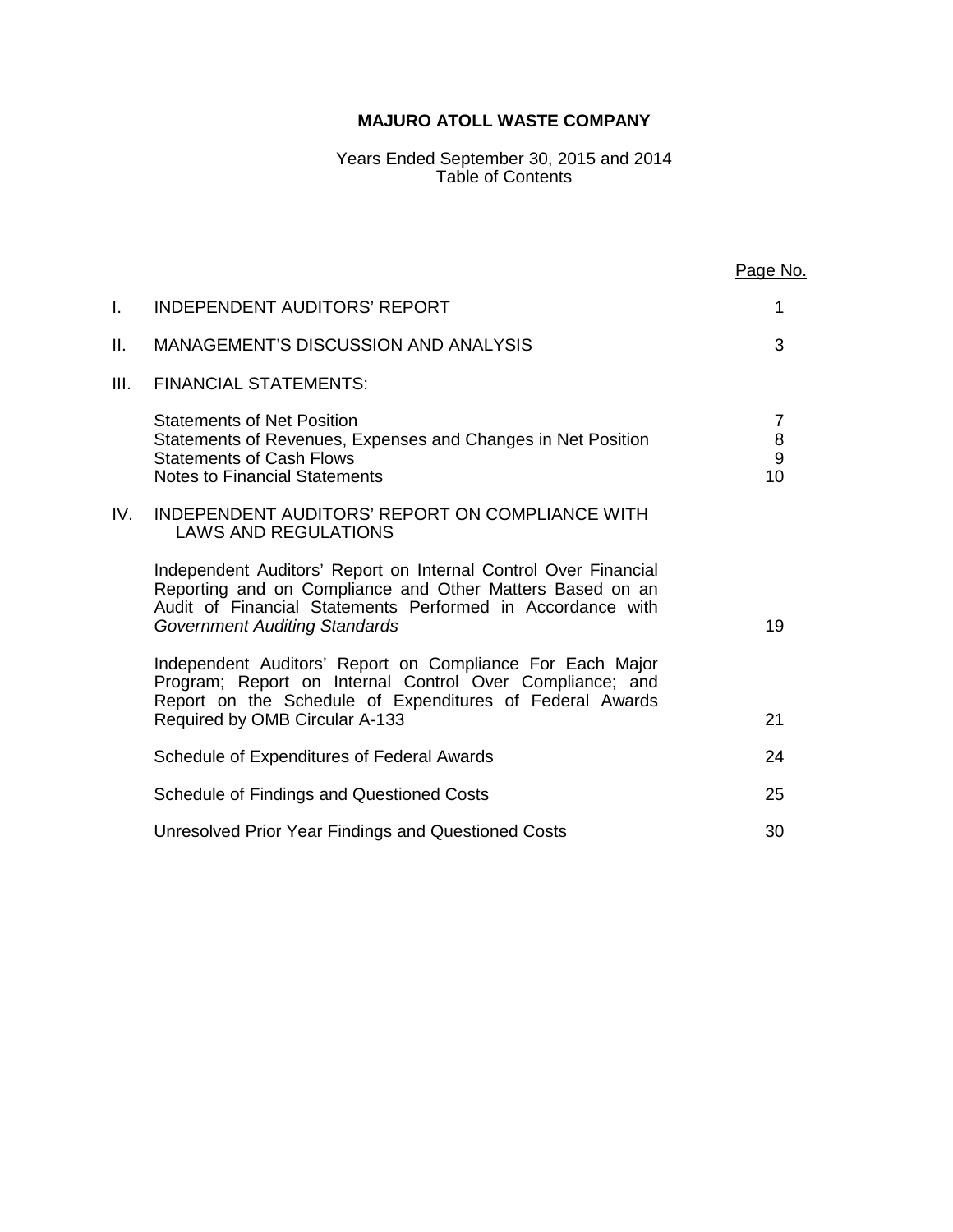# MAJURO ATOLL WASTE COMPANY

Years Ended September 30, 2015 and 2014
Table of Contents

| | | Page No. |
|---|---|---|
| I. | INDEPENDENT AUDITORS' REPORT | 1 |
| II. | MANAGEMENT'S DISCUSSION AND ANALYSIS | 3 |
| III. | FINANCIAL STATEMENTS: | |
| | Statements of Net Position | 7 |
| | Statements of Revenues, Expenses and Changes in Net Position | 8 |
| | Statements of Cash Flows | 9 |
| | Notes to Financial Statements | 10 |
| IV. | INDEPENDENT AUDITORS' REPORT ON COMPLIANCE WITH LAWS AND REGULATIONS | |
| | Independent Auditors' Report on Internal Control Over Financial Reporting and on Compliance and Other Matters Based on an Audit of Financial Statements Performed in Accordance with *Government Auditing Standards* | 19 |
| | Independent Auditors' Report on Compliance For Each Major Program; Report on Internal Control Over Compliance; and Report on the Schedule of Expenditures of Federal Awards Required by OMB Circular A-133 | 21 |
| | Schedule of Expenditures of Federal Awards | 24 |
| | Schedule of Findings and Questioned Costs | 25 |
| | Unresolved Prior Year Findings and Questioned Costs | 30 |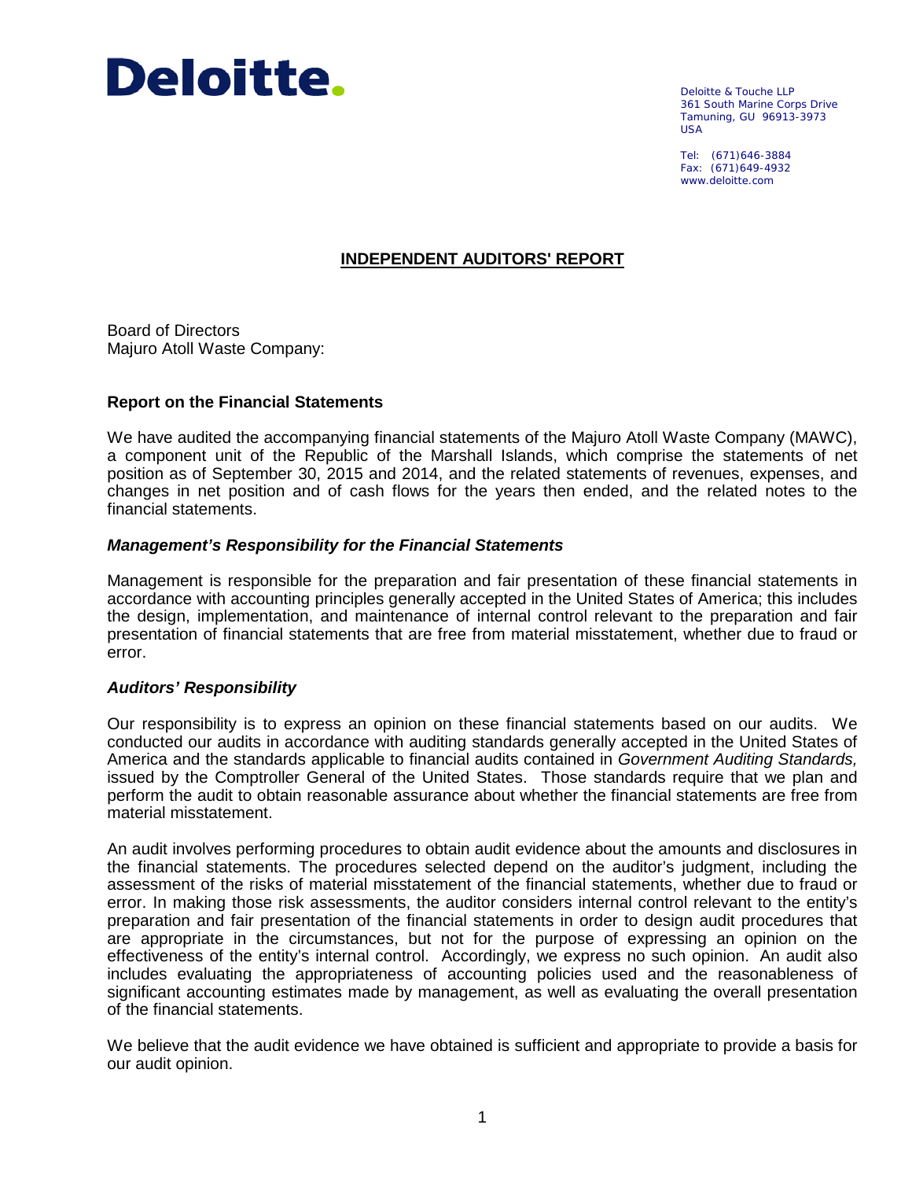Deloitte.

Deloitte & Touche LLP
361 South Marine Corps Drive
Tamuning, GU 96913-3973
USA

Tel: (671)646-3884
Fax: (671)649-4932
www.deloitte.com

# INDEPENDENT AUDITORS' REPORT

Board of Directors
Majuro Atoll Waste Company:

## Report on the Financial Statements

We have audited the accompanying financial statements of the Majuro Atoll Waste Company (MAWC), a component unit of the Republic of the Marshall Islands, which comprise the statements of net position as of September 30, 2015 and 2014, and the related statements of revenues, expenses, and changes in net position and of cash flows for the years then ended, and the related notes to the financial statements.

### *Management's Responsibility for the Financial Statements*

Management is responsible for the preparation and fair presentation of these financial statements in accordance with accounting principles generally accepted in the United States of America; this includes the design, implementation, and maintenance of internal control relevant to the preparation and fair presentation of financial statements that are free from material misstatement, whether due to fraud or error.

### *Auditors' Responsibility*

Our responsibility is to express an opinion on these financial statements based on our audits. We conducted our audits in accordance with auditing standards generally accepted in the United States of America and the standards applicable to financial audits contained in *Government Auditing Standards,* issued by the Comptroller General of the United States. Those standards require that we plan and perform the audit to obtain reasonable assurance about whether the financial statements are free from material misstatement.

An audit involves performing procedures to obtain audit evidence about the amounts and disclosures in the financial statements. The procedures selected depend on the auditor's judgment, including the assessment of the risks of material misstatement of the financial statements, whether due to fraud or error. In making those risk assessments, the auditor considers internal control relevant to the entity's preparation and fair presentation of the financial statements in order to design audit procedures that are appropriate in the circumstances, but not for the purpose of expressing an opinion on the effectiveness of the entity's internal control. Accordingly, we express no such opinion. An audit also includes evaluating the appropriateness of accounting policies used and the reasonableness of significant accounting estimates made by management, as well as evaluating the overall presentation of the financial statements.

We believe that the audit evidence we have obtained is sufficient and appropriate to provide a basis for our audit opinion.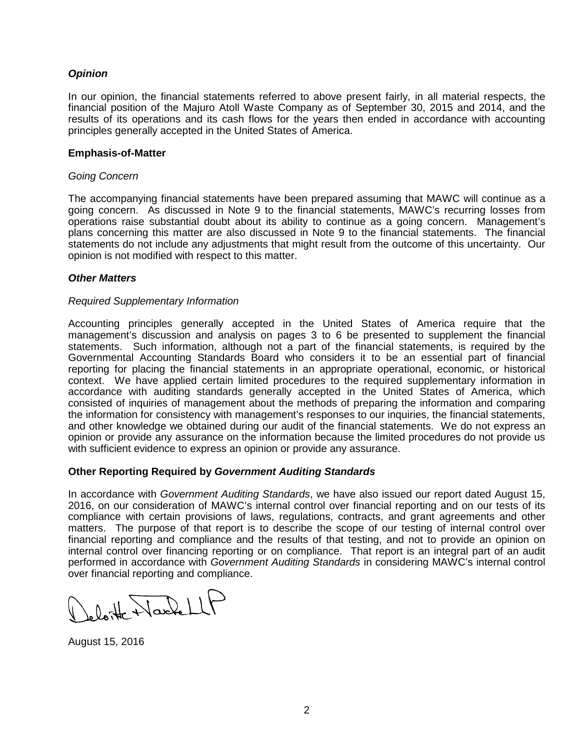### *Opinion*

In our opinion, the financial statements referred to above present fairly, in all material respects, the financial position of the Majuro Atoll Waste Company as of September 30, 2015 and 2014, and the results of its operations and its cash flows for the years then ended in accordance with accounting principles generally accepted in the United States of America.

### Emphasis-of-Matter

*Going Concern*

The accompanying financial statements have been prepared assuming that MAWC will continue as a going concern. As discussed in Note 9 to the financial statements, MAWC's recurring losses from operations raise substantial doubt about its ability to continue as a going concern. Management's plans concerning this matter are also discussed in Note 9 to the financial statements. The financial statements do not include any adjustments that might result from the outcome of this uncertainty. Our opinion is not modified with respect to this matter.

### *Other Matters*

*Required Supplementary Information*

Accounting principles generally accepted in the United States of America require that the management's discussion and analysis on pages 3 to 6 be presented to supplement the financial statements. Such information, although not a part of the financial statements, is required by the Governmental Accounting Standards Board who considers it to be an essential part of financial reporting for placing the financial statements in an appropriate operational, economic, or historical context. We have applied certain limited procedures to the required supplementary information in accordance with auditing standards generally accepted in the United States of America, which consisted of inquiries of management about the methods of preparing the information and comparing the information for consistency with management's responses to our inquiries, the financial statements, and other knowledge we obtained during our audit of the financial statements. We do not express an opinion or provide any assurance on the information because the limited procedures do not provide us with sufficient evidence to express an opinion or provide any assurance.

### Other Reporting Required by *Government Auditing Standards*

In accordance with *Government Auditing Standards*, we have also issued our report dated August 15, 2016, on our consideration of MAWC's internal control over financial reporting and on our tests of its compliance with certain provisions of laws, regulations, contracts, and grant agreements and other matters. The purpose of that report is to describe the scope of our testing of internal control over financial reporting and compliance and the results of that testing, and not to provide an opinion on internal control over financing reporting or on compliance. That report is an integral part of an audit performed in accordance with *Government Auditing Standards* in considering MAWC's internal control over financial reporting and compliance.

Deloitte & Touche LLP

August 15, 2016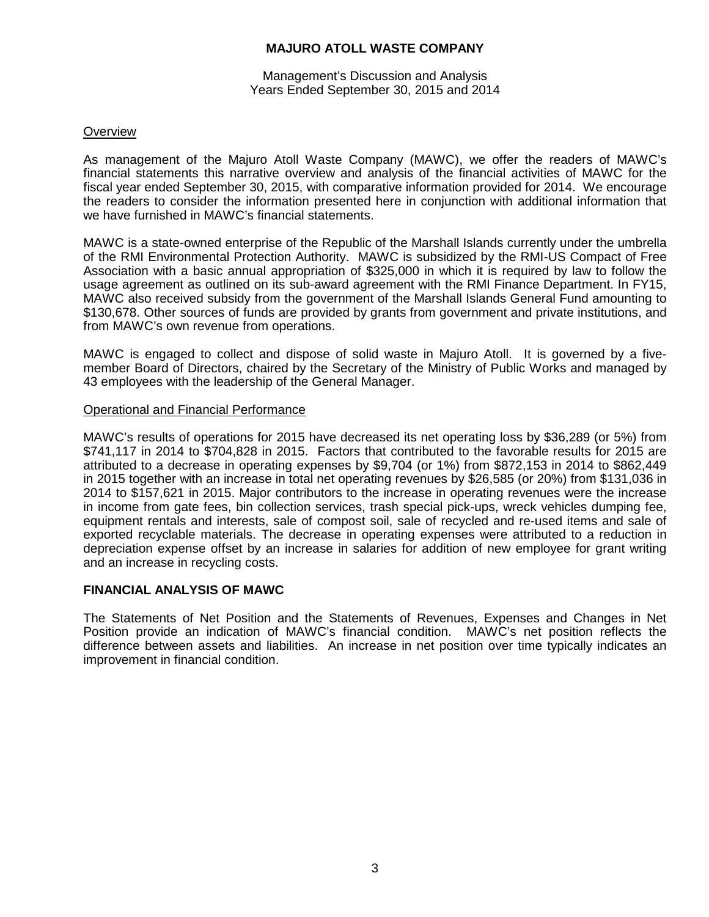# MAJURO ATOLL WASTE COMPANY

Management's Discussion and Analysis
Years Ended September 30, 2015 and 2014

## Overview

As management of the Majuro Atoll Waste Company (MAWC), we offer the readers of MAWC's financial statements this narrative overview and analysis of the financial activities of MAWC for the fiscal year ended September 30, 2015, with comparative information provided for 2014. We encourage the readers to consider the information presented here in conjunction with additional information that we have furnished in MAWC's financial statements.

MAWC is a state-owned enterprise of the Republic of the Marshall Islands currently under the umbrella of the RMI Environmental Protection Authority. MAWC is subsidized by the RMI-US Compact of Free Association with a basic annual appropriation of $325,000 in which it is required by law to follow the usage agreement as outlined on its sub-award agreement with the RMI Finance Department. In FY15, MAWC also received subsidy from the government of the Marshall Islands General Fund amounting to $130,678. Other sources of funds are provided by grants from government and private institutions, and from MAWC's own revenue from operations.

MAWC is engaged to collect and dispose of solid waste in Majuro Atoll. It is governed by a five-member Board of Directors, chaired by the Secretary of the Ministry of Public Works and managed by 43 employees with the leadership of the General Manager.

## Operational and Financial Performance

MAWC's results of operations for 2015 have decreased its net operating loss by $36,289 (or 5%) from $741,117 in 2014 to $704,828 in 2015. Factors that contributed to the favorable results for 2015 are attributed to a decrease in operating expenses by $9,704 (or 1%) from $872,153 in 2014 to $862,449 in 2015 together with an increase in total net operating revenues by $26,585 (or 20%) from $131,036 in 2014 to $157,621 in 2015. Major contributors to the increase in operating revenues were the increase in income from gate fees, bin collection services, trash special pick-ups, wreck vehicles dumping fee, equipment rentals and interests, sale of compost soil, sale of recycled and re-used items and sale of exported recyclable materials. The decrease in operating expenses were attributed to a reduction in depreciation expense offset by an increase in salaries for addition of new employee for grant writing and an increase in recycling costs.

## FINANCIAL ANALYSIS OF MAWC

The Statements of Net Position and the Statements of Revenues, Expenses and Changes in Net Position provide an indication of MAWC's financial condition. MAWC's net position reflects the difference between assets and liabilities. An increase in net position over time typically indicates an improvement in financial condition.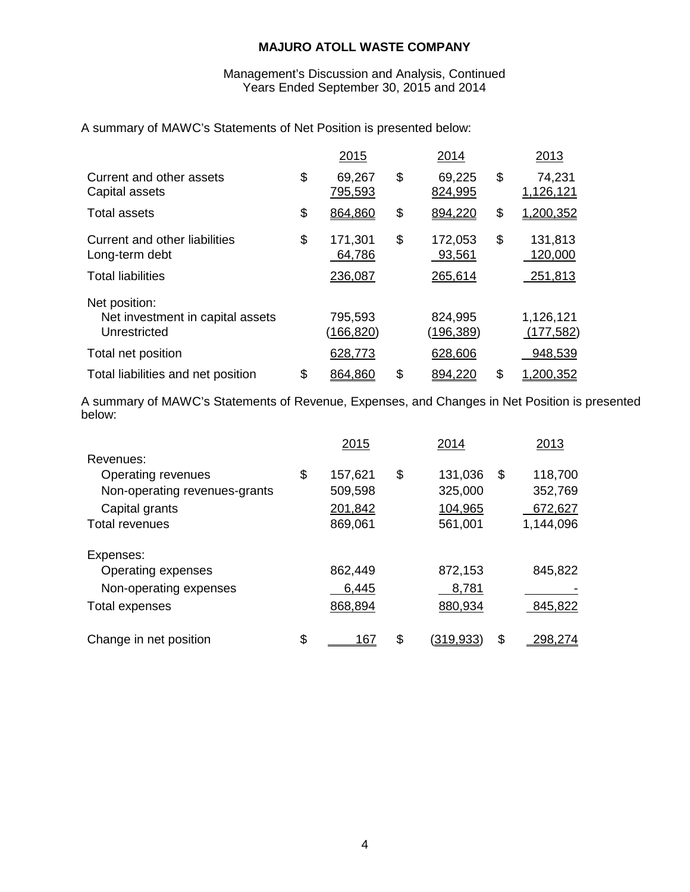**MAJURO ATOLL WASTE COMPANY**

Management's Discussion and Analysis, Continued
Years Ended September 30, 2015 and 2014

A summary of MAWC's Statements of Net Position is presented below:

| | 2015 | 2014 | 2013 |
|---|---|---|---|
| Current and other assets | $ 69,267 | $ 69,225 | $ 74,231 |
| Capital assets | 795,593 | 824,995 | 1,126,121 |
| Total assets | $ 864,860 | $ 894,220 | $ 1,200,352 |
| Current and other liabilities | $ 171,301 | $ 172,053 | $ 131,813 |
| Long-term debt | 64,786 | 93,561 | 120,000 |
| Total liabilities | 236,087 | 265,614 | 251,813 |
| Net position: | | | |
| Net investment in capital assets | 795,593 | 824,995 | 1,126,121 |
| Unrestricted | (166,820) | (196,389) | (177,582) |
| Total net position | 628,773 | 628,606 | 948,539 |
| Total liabilities and net position | $ 864,860 | $ 894,220 | $ 1,200,352 |

A summary of MAWC's Statements of Revenue, Expenses, and Changes in Net Position is presented below:

| | 2015 | 2014 | 2013 |
|---|---|---|---|
| Revenues: | | | |
| Operating revenues | $ 157,621 | $ 131,036 | $ 118,700 |
| Non-operating revenues-grants | 509,598 | 325,000 | 352,769 |
| Capital grants | 201,842 | 104,965 | 672,627 |
| Total revenues | 869,061 | 561,001 | 1,144,096 |
| Expenses: | | | |
| Operating expenses | 862,449 | 872,153 | 845,822 |
| Non-operating expenses | 6,445 | 8,781 | - |
| Total expenses | 868,894 | 880,934 | 845,822 |
| Change in net position | $ 167 | $ (319,933) | $ 298,274 |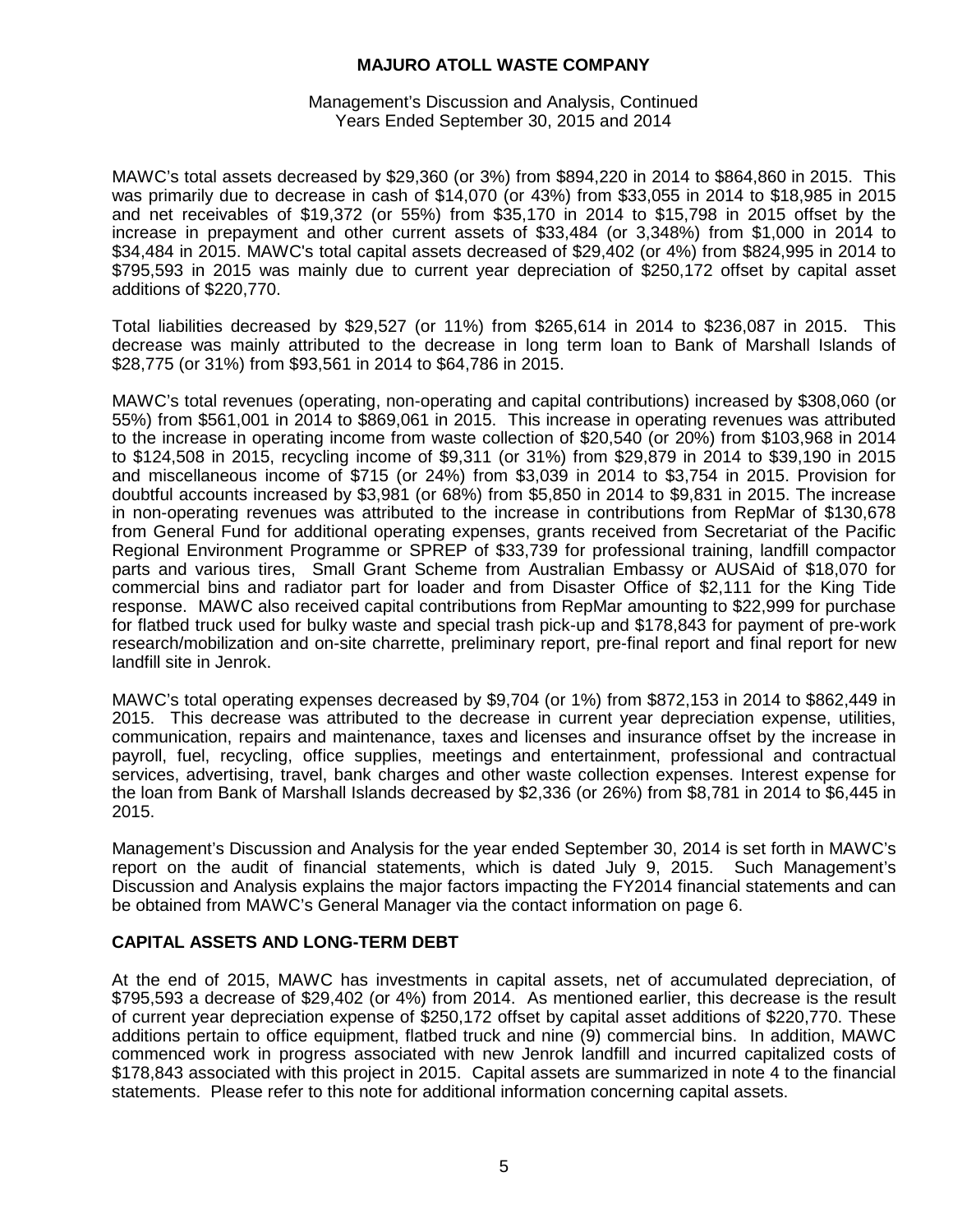MAWC's total assets decreased by $29,360 (or 3%) from $894,220 in 2014 to $864,860 in 2015. This was primarily due to decrease in cash of $14,070 (or 43%) from $33,055 in 2014 to $18,985 in 2015 and net receivables of $19,372 (or 55%) from $35,170 in 2014 to $15,798 in 2015 offset by the increase in prepayment and other current assets of $33,484 (or 3,348%) from $1,000 in 2014 to $34,484 in 2015. MAWC's total capital assets decreased of $29,402 (or 4%) from $824,995 in 2014 to $795,593 in 2015 was mainly due to current year depreciation of $250,172 offset by capital asset additions of $220,770.

Total liabilities decreased by $29,527 (or 11%) from $265,614 in 2014 to $236,087 in 2015. This decrease was mainly attributed to the decrease in long term loan to Bank of Marshall Islands of $28,775 (or 31%) from $93,561 in 2014 to $64,786 in 2015.

MAWC's total revenues (operating, non-operating and capital contributions) increased by $308,060 (or 55%) from $561,001 in 2014 to $869,061 in 2015. This increase in operating revenues was attributed to the increase in operating income from waste collection of $20,540 (or 20%) from $103,968 in 2014 to $124,508 in 2015, recycling income of $9,311 (or 31%) from $29,879 in 2014 to $39,190 in 2015 and miscellaneous income of $715 (or 24%) from $3,039 in 2014 to $3,754 in 2015. Provision for doubtful accounts increased by $3,981 (or 68%) from $5,850 in 2014 to $9,831 in 2015. The increase in non-operating revenues was attributed to the increase in contributions from RepMar of $130,678 from General Fund for additional operating expenses, grants received from Secretariat of the Pacific Regional Environment Programme or SPREP of $33,739 for professional training, landfill compactor parts and various tires, Small Grant Scheme from Australian Embassy or AUSAid of $18,070 for commercial bins and radiator part for loader and from Disaster Office of $2,111 for the King Tide response. MAWC also received capital contributions from RepMar amounting to $22,999 for purchase for flatbed truck used for bulky waste and special trash pick-up and $178,843 for payment of pre-work research/mobilization and on-site charrette, preliminary report, pre-final report and final report for new landfill site in Jenrok.

MAWC's total operating expenses decreased by $9,704 (or 1%) from $872,153 in 2014 to $862,449 in 2015. This decrease was attributed to the decrease in current year depreciation expense, utilities, communication, repairs and maintenance, taxes and licenses and insurance offset by the increase in payroll, fuel, recycling, office supplies, meetings and entertainment, professional and contractual services, advertising, travel, bank charges and other waste collection expenses. Interest expense for the loan from Bank of Marshall Islands decreased by $2,336 (or 26%) from $8,781 in 2014 to $6,445 in 2015.

Management's Discussion and Analysis for the year ended September 30, 2014 is set forth in MAWC's report on the audit of financial statements, which is dated July 9, 2015. Such Management's Discussion and Analysis explains the major factors impacting the FY2014 financial statements and can be obtained from MAWC's General Manager via the contact information on page 6.

## CAPITAL ASSETS AND LONG-TERM DEBT

At the end of 2015, MAWC has investments in capital assets, net of accumulated depreciation, of $795,593 a decrease of $29,402 (or 4%) from 2014. As mentioned earlier, this decrease is the result of current year depreciation expense of $250,172 offset by capital asset additions of $220,770. These additions pertain to office equipment, flatbed truck and nine (9) commercial bins. In addition, MAWC commenced work in progress associated with new Jenrok landfill and incurred capitalized costs of $178,843 associated with this project in 2015. Capital assets are summarized in note 4 to the financial statements. Please refer to this note for additional information concerning capital assets.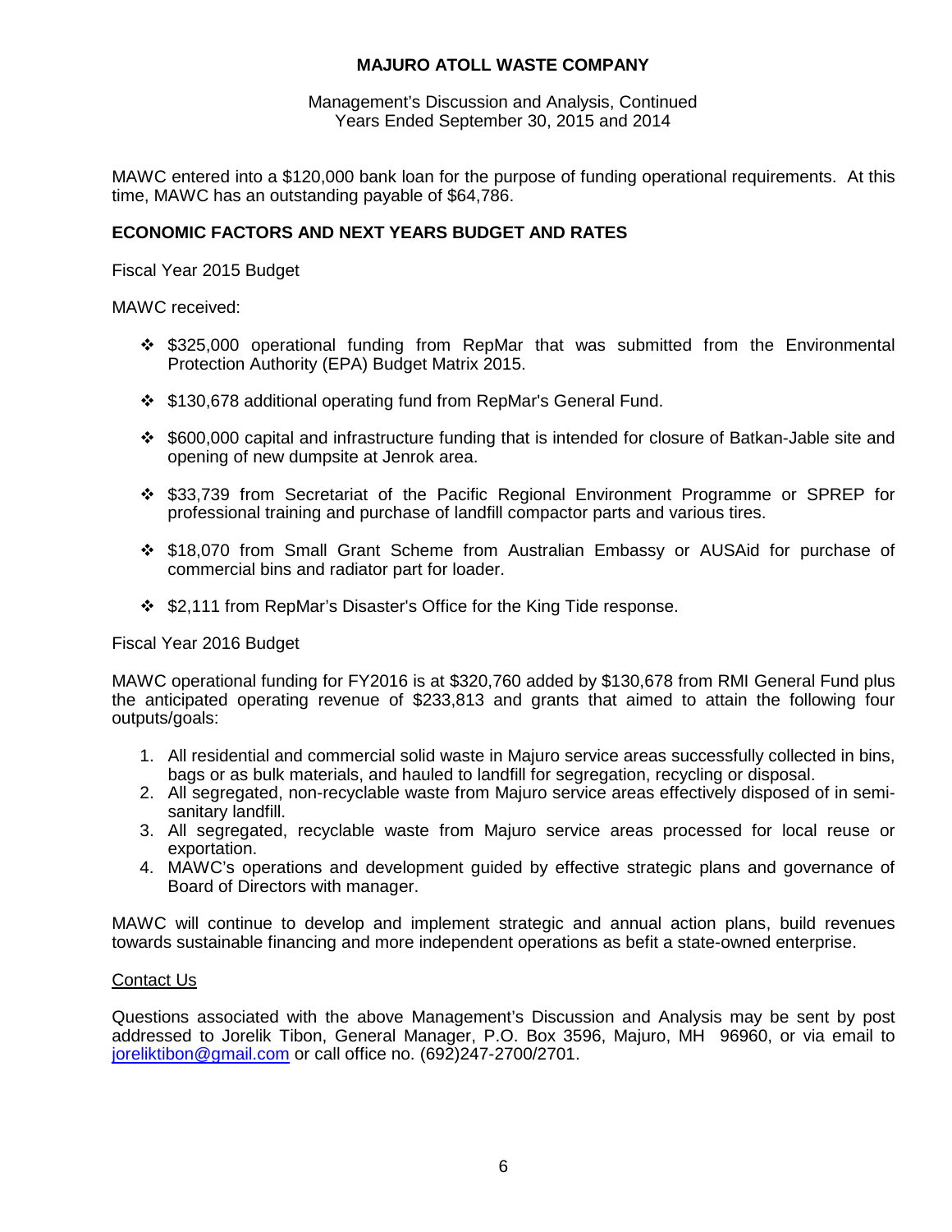MAWC entered into a $120,000 bank loan for the purpose of funding operational requirements. At this time, MAWC has an outstanding payable of $64,786.

## ECONOMIC FACTORS AND NEXT YEARS BUDGET AND RATES

Fiscal Year 2015 Budget

MAWC received:

- $325,000 operational funding from RepMar that was submitted from the Environmental Protection Authority (EPA) Budget Matrix 2015.
- $130,678 additional operating fund from RepMar's General Fund.
- $600,000 capital and infrastructure funding that is intended for closure of Batkan-Jable site and opening of new dumpsite at Jenrok area.
- $33,739 from Secretariat of the Pacific Regional Environment Programme or SPREP for professional training and purchase of landfill compactor parts and various tires.
- $18,070 from Small Grant Scheme from Australian Embassy or AUSAid for purchase of commercial bins and radiator part for loader.
- $2,111 from RepMar's Disaster's Office for the King Tide response.

Fiscal Year 2016 Budget

MAWC operational funding for FY2016 is at $320,760 added by $130,678 from RMI General Fund plus the anticipated operating revenue of $233,813 and grants that aimed to attain the following four outputs/goals:

1. All residential and commercial solid waste in Majuro service areas successfully collected in bins, bags or as bulk materials, and hauled to landfill for segregation, recycling or disposal.
2. All segregated, non-recyclable waste from Majuro service areas effectively disposed of in semi-sanitary landfill.
3. All segregated, recyclable waste from Majuro service areas processed for local reuse or exportation.
4. MAWC's operations and development guided by effective strategic plans and governance of Board of Directors with manager.

MAWC will continue to develop and implement strategic and annual action plans, build revenues towards sustainable financing and more independent operations as befit a state-owned enterprise.

Contact Us

Questions associated with the above Management's Discussion and Analysis may be sent by post addressed to Jorelik Tibon, General Manager, P.O. Box 3596, Majuro, MH 96960, or via email to joreliktibon@gmail.com or call office no. (692)247-2700/2701.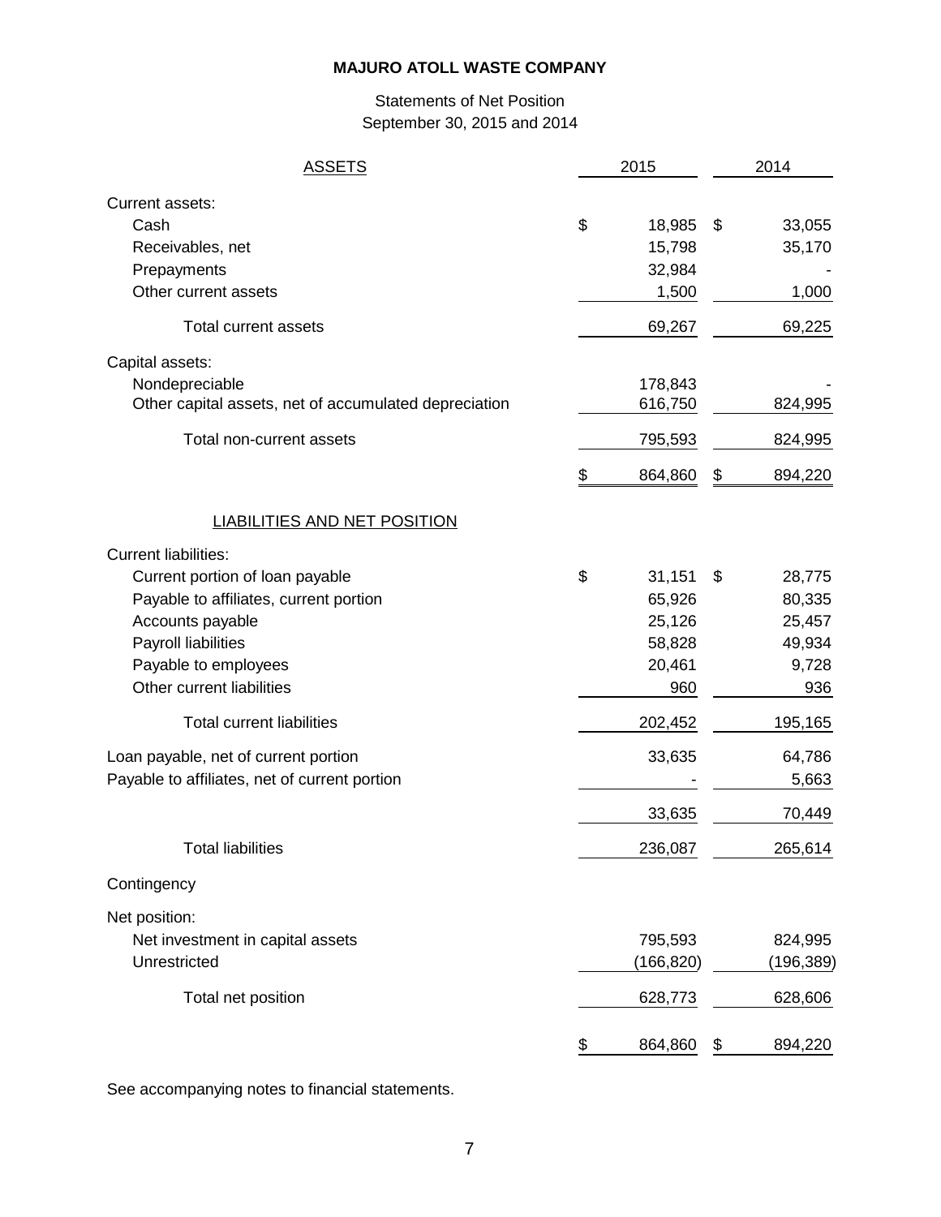**MAJURO ATOLL WASTE COMPANY**

Statements of Net Position
September 30, 2015 and 2014

| ASSETS | 2015 | 2014 |
|---|---|---|
| Current assets: | | |
| Cash | $ 18,985 | $ 33,055 |
| Receivables, net | 15,798 | 35,170 |
| Prepayments | 32,984 | - |
| Other current assets | 1,500 | 1,000 |
| Total current assets | 69,267 | 69,225 |
| Capital assets: | | |
| Nondepreciable | 178,843 | - |
| Other capital assets, net of accumulated depreciation | 616,750 | 824,995 |
| Total non-current assets | 795,593 | 824,995 |
| | $ 864,860 | $ 894,220 |
| **LIABILITIES AND NET POSITION** | | |
| Current liabilities: | | |
| Current portion of loan payable | $ 31,151 | $ 28,775 |
| Payable to affiliates, current portion | 65,926 | 80,335 |
| Accounts payable | 25,126 | 25,457 |
| Payroll liabilities | 58,828 | 49,934 |
| Payable to employees | 20,461 | 9,728 |
| Other current liabilities | 960 | 936 |
| Total current liabilities | 202,452 | 195,165 |
| Loan payable, net of current portion | 33,635 | 64,786 |
| Payable to affiliates, net of current portion | - | 5,663 |
| | 33,635 | 70,449 |
| Total liabilities | 236,087 | 265,614 |
| Contingency | | |
| Net position: | | |
| Net investment in capital assets | 795,593 | 824,995 |
| Unrestricted | (166,820) | (196,389) |
| Total net position | 628,773 | 628,606 |
| | $ 864,860 | $ 894,220 |

See accompanying notes to financial statements.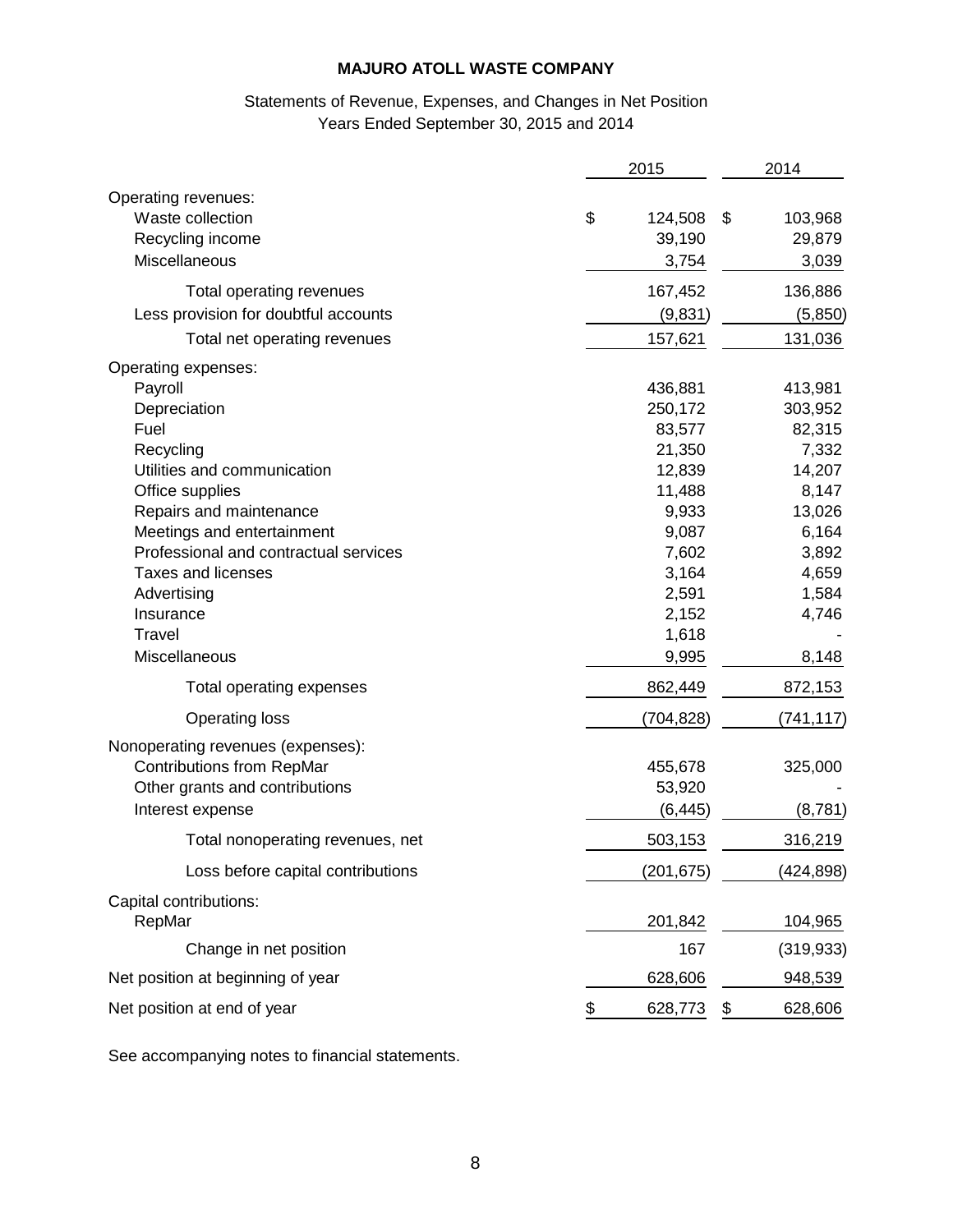**MAJURO ATOLL WASTE COMPANY**

Statements of Revenue, Expenses, and Changes in Net Position
Years Ended September 30, 2015 and 2014

| | 2015 | 2014 |
|---|---|---|
| Operating revenues: | | |
| Waste collection | $ 124,508 | $ 103,968 |
| Recycling income | 39,190 | 29,879 |
| Miscellaneous | 3,754 | 3,039 |
| Total operating revenues | 167,452 | 136,886 |
| Less provision for doubtful accounts | (9,831) | (5,850) |
| Total net operating revenues | 157,621 | 131,036 |
| Operating expenses: | | |
| Payroll | 436,881 | 413,981 |
| Depreciation | 250,172 | 303,952 |
| Fuel | 83,577 | 82,315 |
| Recycling | 21,350 | 7,332 |
| Utilities and communication | 12,839 | 14,207 |
| Office supplies | 11,488 | 8,147 |
| Repairs and maintenance | 9,933 | 13,026 |
| Meetings and entertainment | 9,087 | 6,164 |
| Professional and contractual services | 7,602 | 3,892 |
| Taxes and licenses | 3,164 | 4,659 |
| Advertising | 2,591 | 1,584 |
| Insurance | 2,152 | 4,746 |
| Travel | 1,618 | - |
| Miscellaneous | 9,995 | 8,148 |
| Total operating expenses | 862,449 | 872,153 |
| Operating loss | (704,828) | (741,117) |
| Nonoperating revenues (expenses): | | |
| Contributions from RepMar | 455,678 | 325,000 |
| Other grants and contributions | 53,920 | - |
| Interest expense | (6,445) | (8,781) |
| Total nonoperating revenues, net | 503,153 | 316,219 |
| Loss before capital contributions | (201,675) | (424,898) |
| Capital contributions: | | |
| RepMar | 201,842 | 104,965 |
| Change in net position | 167 | (319,933) |
| Net position at beginning of year | 628,606 | 948,539 |
| Net position at end of year | $ 628,773 | $ 628,606 |

See accompanying notes to financial statements.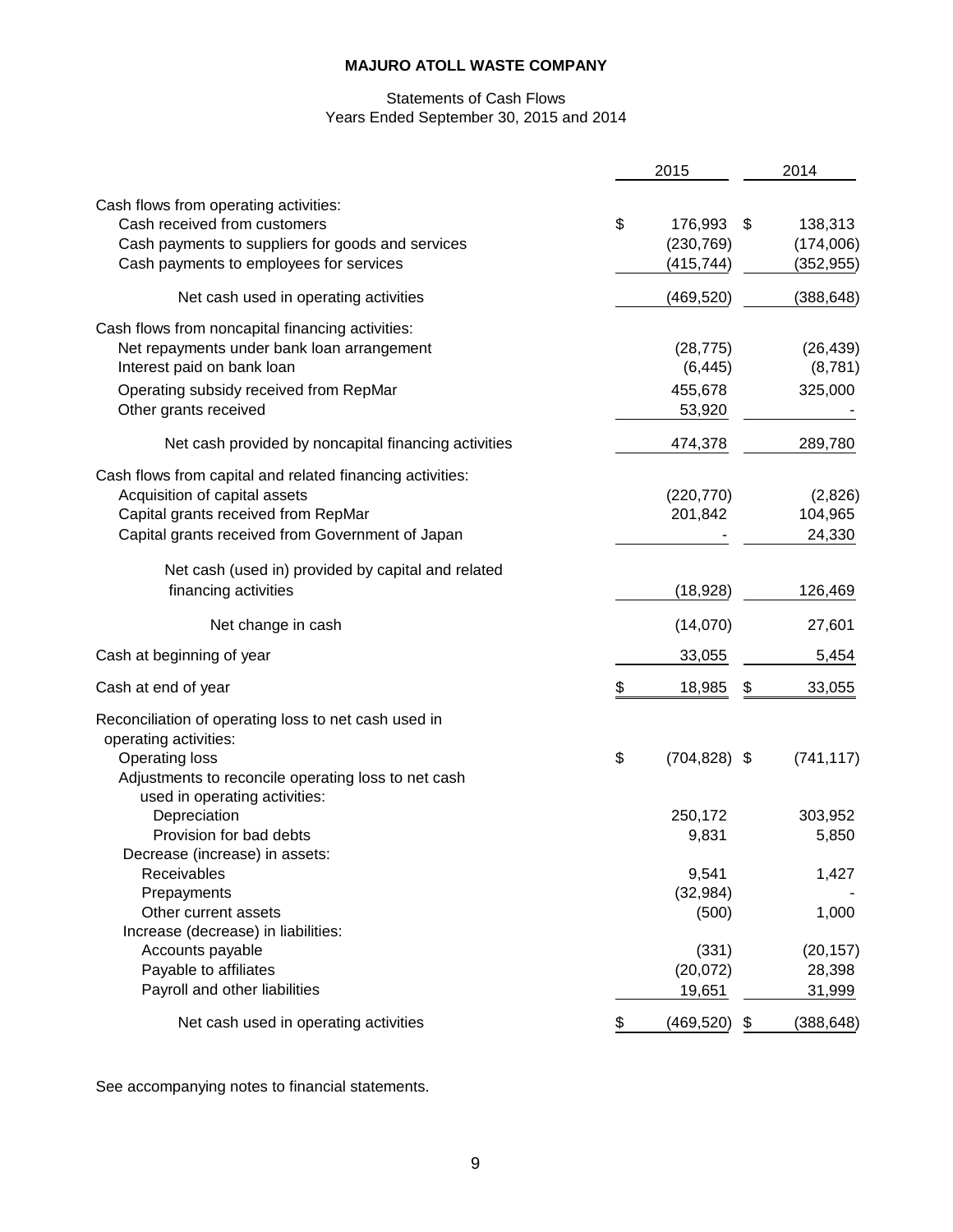**MAJURO ATOLL WASTE COMPANY**

Statements of Cash Flows
Years Ended September 30, 2015 and 2014

| | 2015 | 2014 |
|---|---|---|
| Cash flows from operating activities: | | |
| Cash received from customers | $ 176,993 | $ 138,313 |
| Cash payments to suppliers for goods and services | (230,769) | (174,006) |
| Cash payments to employees for services | (415,744) | (352,955) |
| Net cash used in operating activities | (469,520) | (388,648) |
| Cash flows from noncapital financing activities: | | |
| Net repayments under bank loan arrangement | (28,775) | (26,439) |
| Interest paid on bank loan | (6,445) | (8,781) |
| Operating subsidy received from RepMar | 455,678 | 325,000 |
| Other grants received | 53,920 | - |
| Net cash provided by noncapital financing activities | 474,378 | 289,780 |
| Cash flows from capital and related financing activities: | | |
| Acquisition of capital assets | (220,770) | (2,826) |
| Capital grants received from RepMar | 201,842 | 104,965 |
| Capital grants received from Government of Japan | - | 24,330 |
| Net cash (used in) provided by capital and related financing activities | (18,928) | 126,469 |
| Net change in cash | (14,070) | 27,601 |
| Cash at beginning of year | 33,055 | 5,454 |
| Cash at end of year | $ 18,985 | $ 33,055 |
| Reconciliation of operating loss to net cash used in operating activities: | | |
| Operating loss | $ (704,828) | $ (741,117) |
| Adjustments to reconcile operating loss to net cash used in operating activities: | | |
| Depreciation | 250,172 | 303,952 |
| Provision for bad debts | 9,831 | 5,850 |
| Decrease (increase) in assets: | | |
| Receivables | 9,541 | 1,427 |
| Prepayments | (32,984) | - |
| Other current assets | (500) | 1,000 |
| Increase (decrease) in liabilities: | | |
| Accounts payable | (331) | (20,157) |
| Payable to affiliates | (20,072) | 28,398 |
| Payroll and other liabilities | 19,651 | 31,999 |
| Net cash used in operating activities | $ (469,520) | $ (388,648) |

See accompanying notes to financial statements.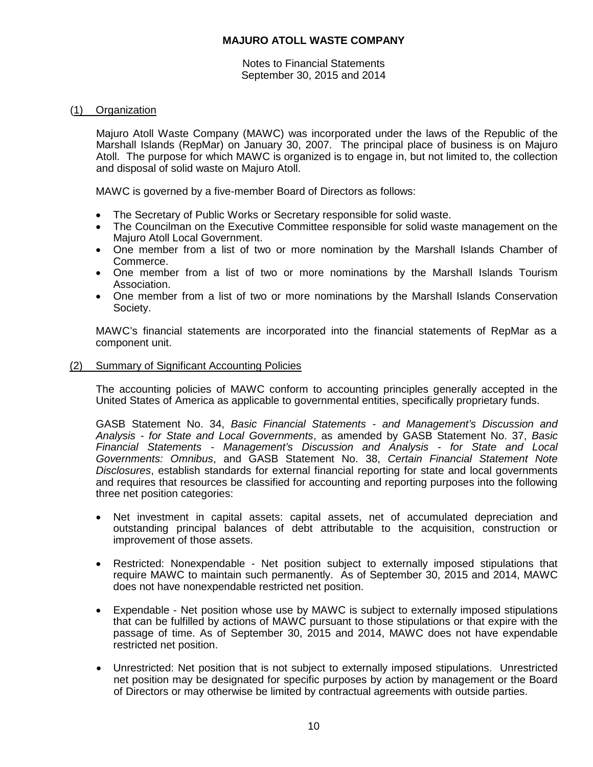**MAJURO ATOLL WASTE COMPANY**

Notes to Financial Statements
September 30, 2015 and 2014

## (1) Organization

Majuro Atoll Waste Company (MAWC) was incorporated under the laws of the Republic of the Marshall Islands (RepMar) on January 30, 2007. The principal place of business is on Majuro Atoll. The purpose for which MAWC is organized is to engage in, but not limited to, the collection and disposal of solid waste on Majuro Atoll.

MAWC is governed by a five-member Board of Directors as follows:

- The Secretary of Public Works or Secretary responsible for solid waste.
- The Councilman on the Executive Committee responsible for solid waste management on the Majuro Atoll Local Government.
- One member from a list of two or more nomination by the Marshall Islands Chamber of Commerce.
- One member from a list of two or more nominations by the Marshall Islands Tourism Association.
- One member from a list of two or more nominations by the Marshall Islands Conservation Society.

MAWC's financial statements are incorporated into the financial statements of RepMar as a component unit.

## (2) Summary of Significant Accounting Policies

The accounting policies of MAWC conform to accounting principles generally accepted in the United States of America as applicable to governmental entities, specifically proprietary funds.

GASB Statement No. 34, *Basic Financial Statements - and Management's Discussion and Analysis - for State and Local Governments*, as amended by GASB Statement No. 37, *Basic Financial Statements - Management's Discussion and Analysis - for State and Local Governments: Omnibus*, and GASB Statement No. 38, *Certain Financial Statement Note Disclosures*, establish standards for external financial reporting for state and local governments and requires that resources be classified for accounting and reporting purposes into the following three net position categories:

- Net investment in capital assets: capital assets, net of accumulated depreciation and outstanding principal balances of debt attributable to the acquisition, construction or improvement of those assets.

- Restricted: Nonexpendable - Net position subject to externally imposed stipulations that require MAWC to maintain such permanently. As of September 30, 2015 and 2014, MAWC does not have nonexpendable restricted net position.

- Expendable - Net position whose use by MAWC is subject to externally imposed stipulations that can be fulfilled by actions of MAWC pursuant to those stipulations or that expire with the passage of time. As of September 30, 2015 and 2014, MAWC does not have expendable restricted net position.

- Unrestricted: Net position that is not subject to externally imposed stipulations. Unrestricted net position may be designated for specific purposes by action by management or the Board of Directors or may otherwise be limited by contractual agreements with outside parties.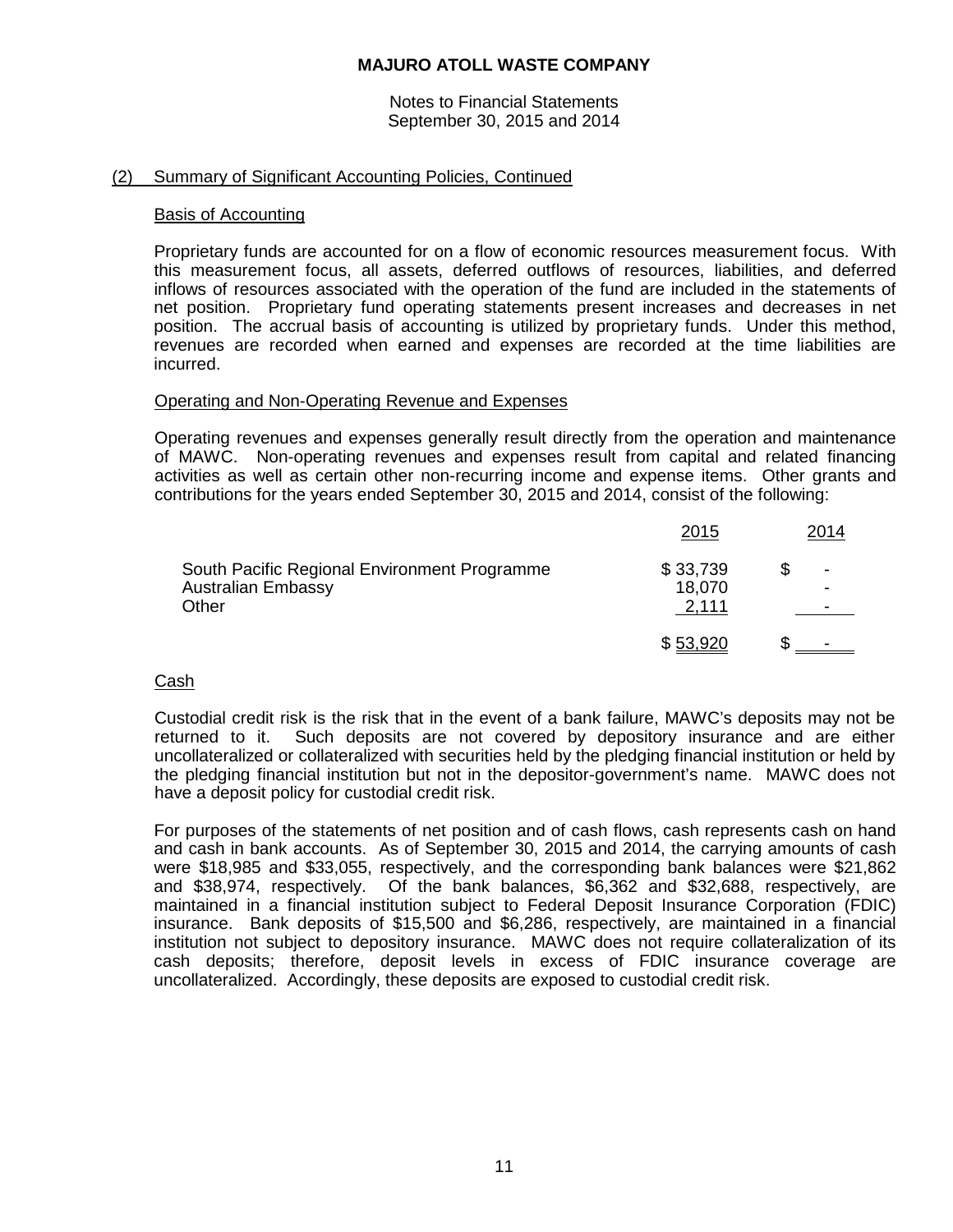# MAJURO ATOLL WASTE COMPANY

Notes to Financial Statements
September 30, 2015 and 2014

## (2) Summary of Significant Accounting Policies, Continued

### Basis of Accounting

Proprietary funds are accounted for on a flow of economic resources measurement focus. With this measurement focus, all assets, deferred outflows of resources, liabilities, and deferred inflows of resources associated with the operation of the fund are included in the statements of net position. Proprietary fund operating statements present increases and decreases in net position. The accrual basis of accounting is utilized by proprietary funds. Under this method, revenues are recorded when earned and expenses are recorded at the time liabilities are incurred.

### Operating and Non-Operating Revenue and Expenses

Operating revenues and expenses generally result directly from the operation and maintenance of MAWC. Non-operating revenues and expenses result from capital and related financing activities as well as certain other non-recurring income and expense items. Other grants and contributions for the years ended September 30, 2015 and 2014, consist of the following:

| | 2015 | 2014 |
|---|---|---|
| South Pacific Regional Environment Programme | $ 33,739 | $ - |
| Australian Embassy | 18,070 | - |
| Other | 2,111 | - |
| | $ 53,920 | $ - |

### Cash

Custodial credit risk is the risk that in the event of a bank failure, MAWC's deposits may not be returned to it. Such deposits are not covered by depository insurance and are either uncollateralized or collateralized with securities held by the pledging financial institution or held by the pledging financial institution but not in the depositor-government's name. MAWC does not have a deposit policy for custodial credit risk.

For purposes of the statements of net position and of cash flows, cash represents cash on hand and cash in bank accounts. As of September 30, 2015 and 2014, the carrying amounts of cash were $18,985 and $33,055, respectively, and the corresponding bank balances were $21,862 and $38,974, respectively. Of the bank balances, $6,362 and $32,688, respectively, are maintained in a financial institution subject to Federal Deposit Insurance Corporation (FDIC) insurance. Bank deposits of $15,500 and $6,286, respectively, are maintained in a financial institution not subject to depository insurance. MAWC does not require collateralization of its cash deposits; therefore, deposit levels in excess of FDIC insurance coverage are uncollateralized. Accordingly, these deposits are exposed to custodial credit risk.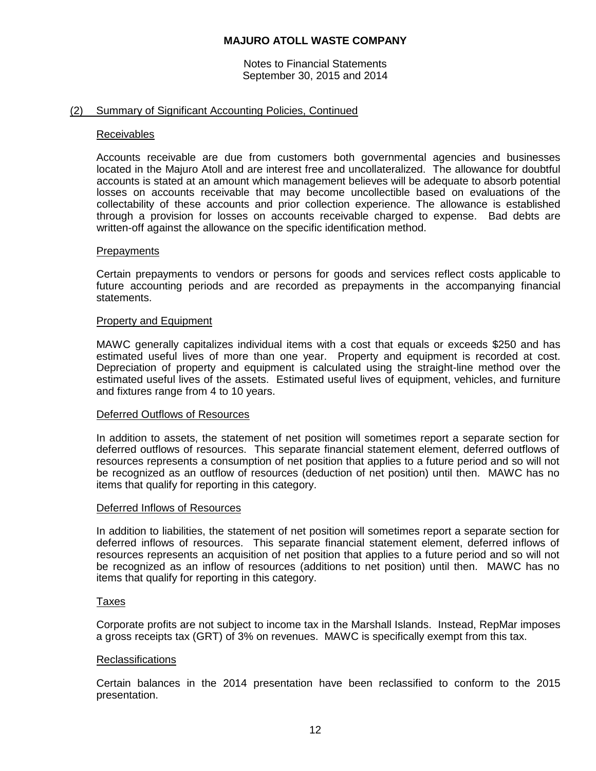## (2) Summary of Significant Accounting Policies, Continued

### Receivables

Accounts receivable are due from customers both governmental agencies and businesses located in the Majuro Atoll and are interest free and uncollateralized. The allowance for doubtful accounts is stated at an amount which management believes will be adequate to absorb potential losses on accounts receivable that may become uncollectible based on evaluations of the collectability of these accounts and prior collection experience. The allowance is established through a provision for losses on accounts receivable charged to expense. Bad debts are written-off against the allowance on the specific identification method.

### Prepayments

Certain prepayments to vendors or persons for goods and services reflect costs applicable to future accounting periods and are recorded as prepayments in the accompanying financial statements.

### Property and Equipment

MAWC generally capitalizes individual items with a cost that equals or exceeds $250 and has estimated useful lives of more than one year. Property and equipment is recorded at cost. Depreciation of property and equipment is calculated using the straight-line method over the estimated useful lives of the assets. Estimated useful lives of equipment, vehicles, and furniture and fixtures range from 4 to 10 years.

### Deferred Outflows of Resources

In addition to assets, the statement of net position will sometimes report a separate section for deferred outflows of resources. This separate financial statement element, deferred outflows of resources represents a consumption of net position that applies to a future period and so will not be recognized as an outflow of resources (deduction of net position) until then. MAWC has no items that qualify for reporting in this category.

### Deferred Inflows of Resources

In addition to liabilities, the statement of net position will sometimes report a separate section for deferred inflows of resources. This separate financial statement element, deferred inflows of resources represents an acquisition of net position that applies to a future period and so will not be recognized as an inflow of resources (additions to net position) until then. MAWC has no items that qualify for reporting in this category.

### Taxes

Corporate profits are not subject to income tax in the Marshall Islands. Instead, RepMar imposes a gross receipts tax (GRT) of 3% on revenues. MAWC is specifically exempt from this tax.

### Reclassifications

Certain balances in the 2014 presentation have been reclassified to conform to the 2015 presentation.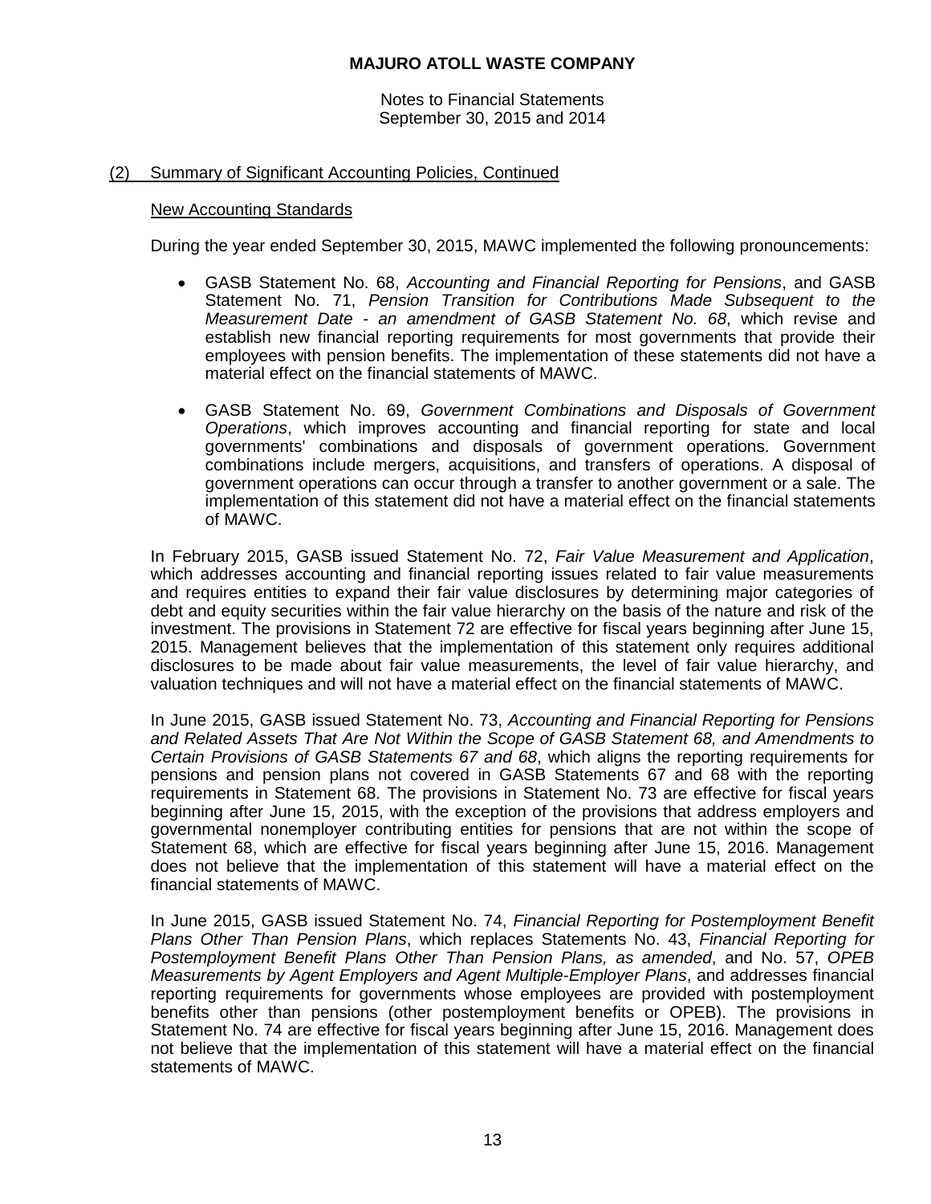## (2) Summary of Significant Accounting Policies, Continued

### New Accounting Standards

During the year ended September 30, 2015, MAWC implemented the following pronouncements:

- GASB Statement No. 68, *Accounting and Financial Reporting for Pensions*, and GASB Statement No. 71, *Pension Transition for Contributions Made Subsequent to the Measurement Date - an amendment of GASB Statement No. 68*, which revise and establish new financial reporting requirements for most governments that provide their employees with pension benefits. The implementation of these statements did not have a material effect on the financial statements of MAWC.

- GASB Statement No. 69, *Government Combinations and Disposals of Government Operations*, which improves accounting and financial reporting for state and local governments' combinations and disposals of government operations. Government combinations include mergers, acquisitions, and transfers of operations. A disposal of government operations can occur through a transfer to another government or a sale. The implementation of this statement did not have a material effect on the financial statements of MAWC.

In February 2015, GASB issued Statement No. 72, *Fair Value Measurement and Application*, which addresses accounting and financial reporting issues related to fair value measurements and requires entities to expand their fair value disclosures by determining major categories of debt and equity securities within the fair value hierarchy on the basis of the nature and risk of the investment. The provisions in Statement 72 are effective for fiscal years beginning after June 15, 2015. Management believes that the implementation of this statement only requires additional disclosures to be made about fair value measurements, the level of fair value hierarchy, and valuation techniques and will not have a material effect on the financial statements of MAWC.

In June 2015, GASB issued Statement No. 73, *Accounting and Financial Reporting for Pensions and Related Assets That Are Not Within the Scope of GASB Statement 68, and Amendments to Certain Provisions of GASB Statements 67 and 68*, which aligns the reporting requirements for pensions and pension plans not covered in GASB Statements 67 and 68 with the reporting requirements in Statement 68. The provisions in Statement No. 73 are effective for fiscal years beginning after June 15, 2015, with the exception of the provisions that address employers and governmental nonemployer contributing entities for pensions that are not within the scope of Statement 68, which are effective for fiscal years beginning after June 15, 2016. Management does not believe that the implementation of this statement will have a material effect on the financial statements of MAWC.

In June 2015, GASB issued Statement No. 74, *Financial Reporting for Postemployment Benefit Plans Other Than Pension Plans*, which replaces Statements No. 43, *Financial Reporting for Postemployment Benefit Plans Other Than Pension Plans, as amended*, and No. 57, *OPEB Measurements by Agent Employers and Agent Multiple-Employer Plans*, and addresses financial reporting requirements for governments whose employees are provided with postemployment benefits other than pensions (other postemployment benefits or OPEB). The provisions in Statement No. 74 are effective for fiscal years beginning after June 15, 2016. Management does not believe that the implementation of this statement will have a material effect on the financial statements of MAWC.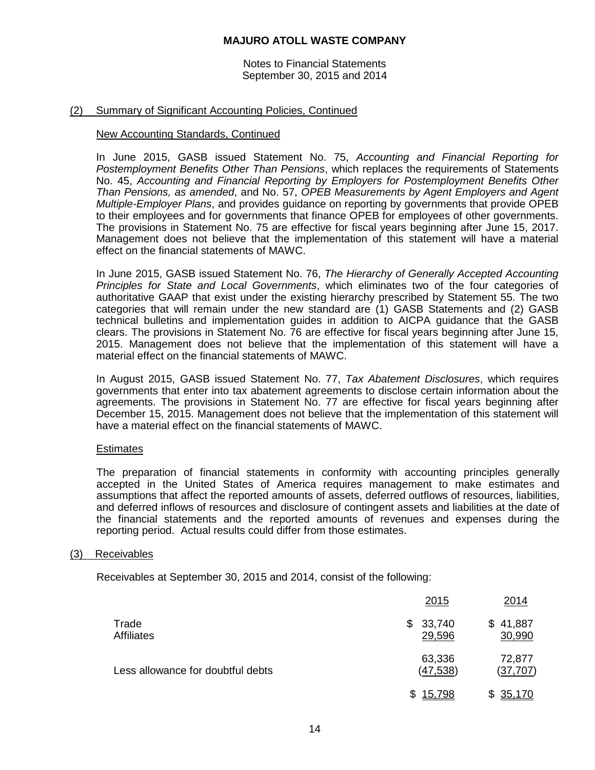## (2) Summary of Significant Accounting Policies, Continued

### New Accounting Standards, Continued

In June 2015, GASB issued Statement No. 75, *Accounting and Financial Reporting for Postemployment Benefits Other Than Pensions*, which replaces the requirements of Statements No. 45, *Accounting and Financial Reporting by Employers for Postemployment Benefits Other Than Pensions, as amended*, and No. 57, *OPEB Measurements by Agent Employers and Agent Multiple-Employer Plans*, and provides guidance on reporting by governments that provide OPEB to their employees and for governments that finance OPEB for employees of other governments. The provisions in Statement No. 75 are effective for fiscal years beginning after June 15, 2017. Management does not believe that the implementation of this statement will have a material effect on the financial statements of MAWC.

In June 2015, GASB issued Statement No. 76, *The Hierarchy of Generally Accepted Accounting Principles for State and Local Governments*, which eliminates two of the four categories of authoritative GAAP that exist under the existing hierarchy prescribed by Statement 55. The two categories that will remain under the new standard are (1) GASB Statements and (2) GASB technical bulletins and implementation guides in addition to AICPA guidance that the GASB clears. The provisions in Statement No. 76 are effective for fiscal years beginning after June 15, 2015. Management does not believe that the implementation of this statement will have a material effect on the financial statements of MAWC.

In August 2015, GASB issued Statement No. 77, *Tax Abatement Disclosures*, which requires governments that enter into tax abatement agreements to disclose certain information about the agreements. The provisions in Statement No. 77 are effective for fiscal years beginning after December 15, 2015. Management does not believe that the implementation of this statement will have a material effect on the financial statements of MAWC.

### Estimates

The preparation of financial statements in conformity with accounting principles generally accepted in the United States of America requires management to make estimates and assumptions that affect the reported amounts of assets, deferred outflows of resources, liabilities, and deferred inflows of resources and disclosure of contingent assets and liabilities at the date of the financial statements and the reported amounts of revenues and expenses during the reporting period. Actual results could differ from those estimates.

## (3) Receivables

Receivables at September 30, 2015 and 2014, consist of the following:

| | 2015 | 2014 |
|---|---|---|
| Trade | $ 33,740 | $ 41,887 |
| Affiliates | 29,596 | 30,990 |
| | 63,336 | 72,877 |
| Less allowance for doubtful debts | (47,538) | (37,707) |
| | $ 15,798 | $ 35,170 |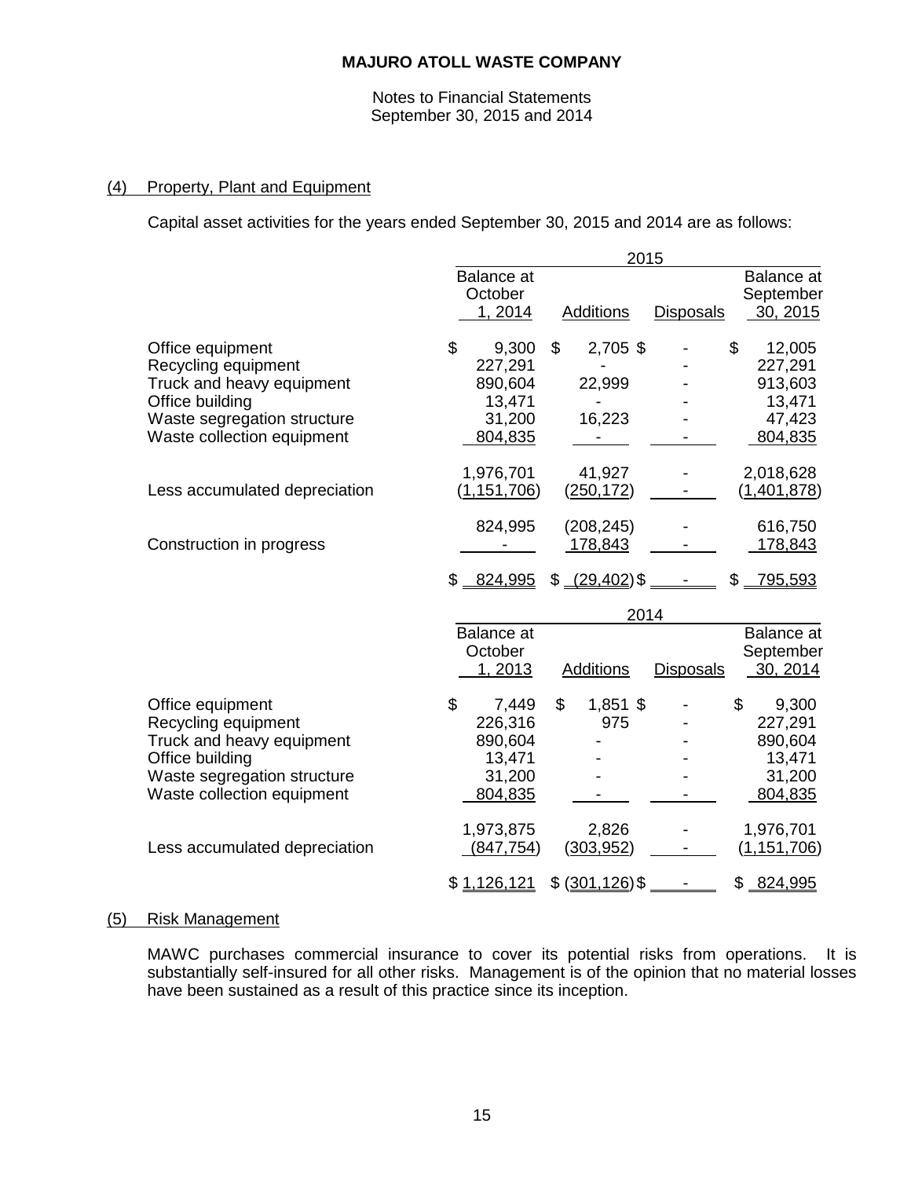# MAJURO ATOLL WASTE COMPANY

Notes to Financial Statements
September 30, 2015 and 2014

## (4) Property, Plant and Equipment

Capital asset activities for the years ended September 30, 2015 and 2014 are as follows:

| | 2015 | | | |
|---|---|---|---|---|
| | Balance at October 1, 2014 | Additions | Disposals | Balance at September 30, 2015 |
| Office equipment | $ 9,300 | $ 2,705 | $ - | $ 12,005 |
| Recycling equipment | 227,291 | - | - | 227,291 |
| Truck and heavy equipment | 890,604 | 22,999 | - | 913,603 |
| Office building | 13,471 | - | - | 13,471 |
| Waste segregation structure | 31,200 | 16,223 | - | 47,423 |
| Waste collection equipment | 804,835 | - | - | 804,835 |
| | 1,976,701 | 41,927 | - | 2,018,628 |
| Less accumulated depreciation | (1,151,706) | (250,172) | - | (1,401,878) |
| | 824,995 | (208,245) | - | 616,750 |
| Construction in progress | - | 178,843 | - | 178,843 |
| | $ 824,995 | $ (29,402) | $ - | $ 795,593 |

| | 2014 | | | |
|---|---|---|---|---|
| | Balance at October 1, 2013 | Additions | Disposals | Balance at September 30, 2014 |
| Office equipment | $ 7,449 | $ 1,851 | $ - | $ 9,300 |
| Recycling equipment | 226,316 | 975 | - | 227,291 |
| Truck and heavy equipment | 890,604 | - | - | 890,604 |
| Office building | 13,471 | - | - | 13,471 |
| Waste segregation structure | 31,200 | - | - | 31,200 |
| Waste collection equipment | 804,835 | - | - | 804,835 |
| | 1,973,875 | 2,826 | - | 1,976,701 |
| Less accumulated depreciation | (847,754) | (303,952) | - | (1,151,706) |
| | $ 1,126,121 | $ (301,126) | $ - | $ 824,995 |

## (5) Risk Management

MAWC purchases commercial insurance to cover its potential risks from operations. It is substantially self-insured for all other risks. Management is of the opinion that no material losses have been sustained as a result of this practice since its inception.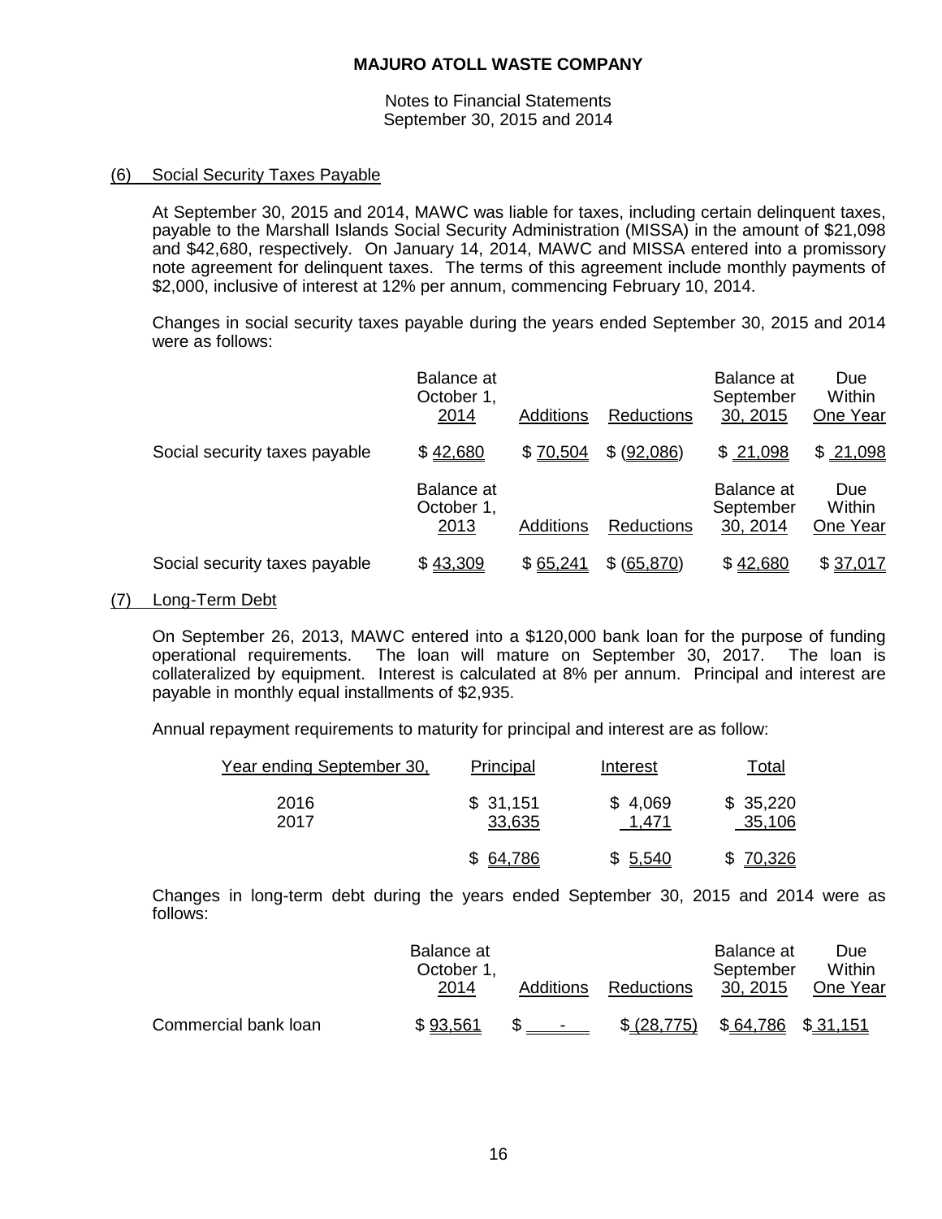**MAJURO ATOLL WASTE COMPANY**

Notes to Financial Statements
September 30, 2015 and 2014

## (6) Social Security Taxes Payable

At September 30, 2015 and 2014, MAWC was liable for taxes, including certain delinquent taxes, payable to the Marshall Islands Social Security Administration (MISSA) in the amount of $21,098 and $42,680, respectively. On January 14, 2014, MAWC and MISSA entered into a promissory note agreement for delinquent taxes. The terms of this agreement include monthly payments of $2,000, inclusive of interest at 12% per annum, commencing February 10, 2014.

Changes in social security taxes payable during the years ended September 30, 2015 and 2014 were as follows:

| | Balance at October 1, 2014 | Additions | Reductions | Balance at September 30, 2015 | Due Within One Year |
|---|---|---|---|---|---|
| Social security taxes payable | $ 42,680 | $ 70,504 | $ (92,086) | $ 21,098 | $ 21,098 |

| | Balance at October 1, 2013 | Additions | Reductions | Balance at September 30, 2014 | Due Within One Year |
|---|---|---|---|---|---|
| Social security taxes payable | $ 43,309 | $ 65,241 | $ (65,870) | $ 42,680 | $ 37,017 |

## (7) Long-Term Debt

On September 26, 2013, MAWC entered into a $120,000 bank loan for the purpose of funding operational requirements. The loan will mature on September 30, 2017. The loan is collateralized by equipment. Interest is calculated at 8% per annum. Principal and interest are payable in monthly equal installments of $2,935.

Annual repayment requirements to maturity for principal and interest are as follow:

| Year ending September 30, | Principal | Interest | Total |
|---|---|---|---|
| 2016 | $ 31,151 | $ 4,069 | $ 35,220 |
| 2017 | 33,635 | 1,471 | 35,106 |
| | $ 64,786 | $ 5,540 | $ 70,326 |

Changes in long-term debt during the years ended September 30, 2015 and 2014 were as follows:

| | Balance at October 1, 2014 | Additions | Reductions | Balance at September 30, 2015 | Due Within One Year |
|---|---|---|---|---|---|
| Commercial bank loan | $ 93,561 | $ - | $ (28,775) | $ 64,786 | $ 31,151 |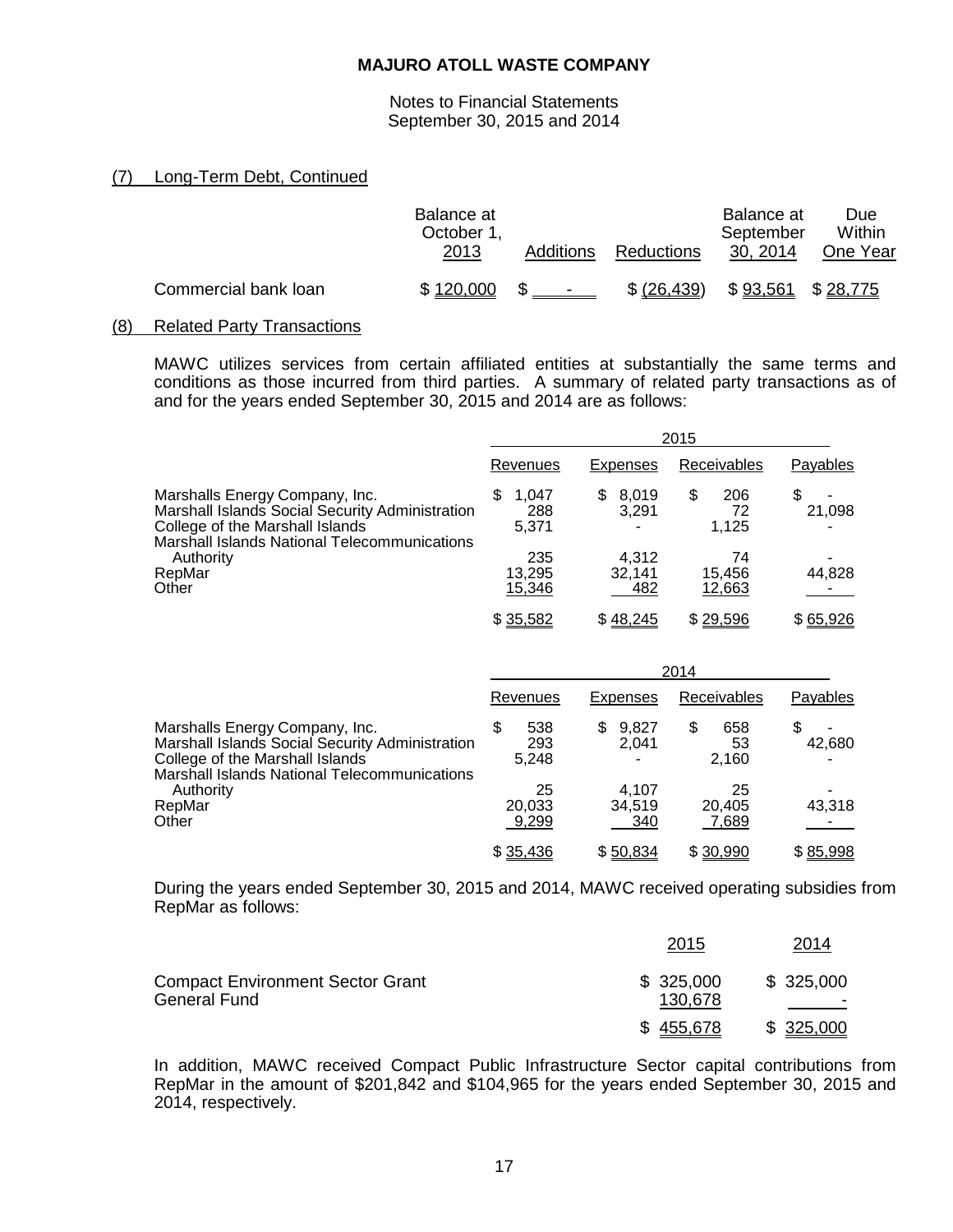**MAJURO ATOLL WASTE COMPANY**

Notes to Financial Statements
September 30, 2015 and 2014

## (7) Long-Term Debt, Continued

| | Balance at October 1, 2013 | Additions | Reductions | Balance at September 30, 2014 | Due Within One Year |
|---|---|---|---|---|---|
| Commercial bank loan | $ 120,000 | $ - | $ (26,439) | $ 93,561 | $ 28,775 |

## (8) Related Party Transactions

MAWC utilizes services from certain affiliated entities at substantially the same terms and conditions as those incurred from third parties. A summary of related party transactions as of and for the years ended September 30, 2015 and 2014 are as follows:

| | 2015 | | | |
|---|---|---|---|---|
| | Revenues | Expenses | Receivables | Payables |
| Marshalls Energy Company, Inc. | $ 1,047 | $ 8,019 | $ 206 | $ - |
| Marshall Islands Social Security Administration | 288 | 3,291 | 72 | 21,098 |
| College of the Marshall Islands | 5,371 | - | 1,125 | - |
| Marshall Islands National Telecommunications Authority | 235 | 4,312 | 74 | - |
| RepMar | 13,295 | 32,141 | 15,456 | 44,828 |
| Other | 15,346 | 482 | 12,663 | - |
| | $ 35,582 | $ 48,245 | $ 29,596 | $ 65,926 |

| | 2014 | | | |
|---|---|---|---|---|
| | Revenues | Expenses | Receivables | Payables |
| Marshalls Energy Company, Inc. | $ 538 | $ 9,827 | $ 658 | $ - |
| Marshall Islands Social Security Administration | 293 | 2,041 | 53 | 42,680 |
| College of the Marshall Islands | 5,248 | - | 2,160 | - |
| Marshall Islands National Telecommunications Authority | 25 | 4,107 | 25 | - |
| RepMar | 20,033 | 34,519 | 20,405 | 43,318 |
| Other | 9,299 | 340 | 7,689 | - |
| | $ 35,436 | $ 50,834 | $ 30,990 | $ 85,998 |

During the years ended September 30, 2015 and 2014, MAWC received operating subsidies from RepMar as follows:

| | 2015 | 2014 |
|---|---|---|
| Compact Environment Sector Grant | $ 325,000 | $ 325,000 |
| General Fund | 130,678 | - |
| | $ 455,678 | $ 325,000 |

In addition, MAWC received Compact Public Infrastructure Sector capital contributions from RepMar in the amount of $201,842 and $104,965 for the years ended September 30, 2015 and 2014, respectively.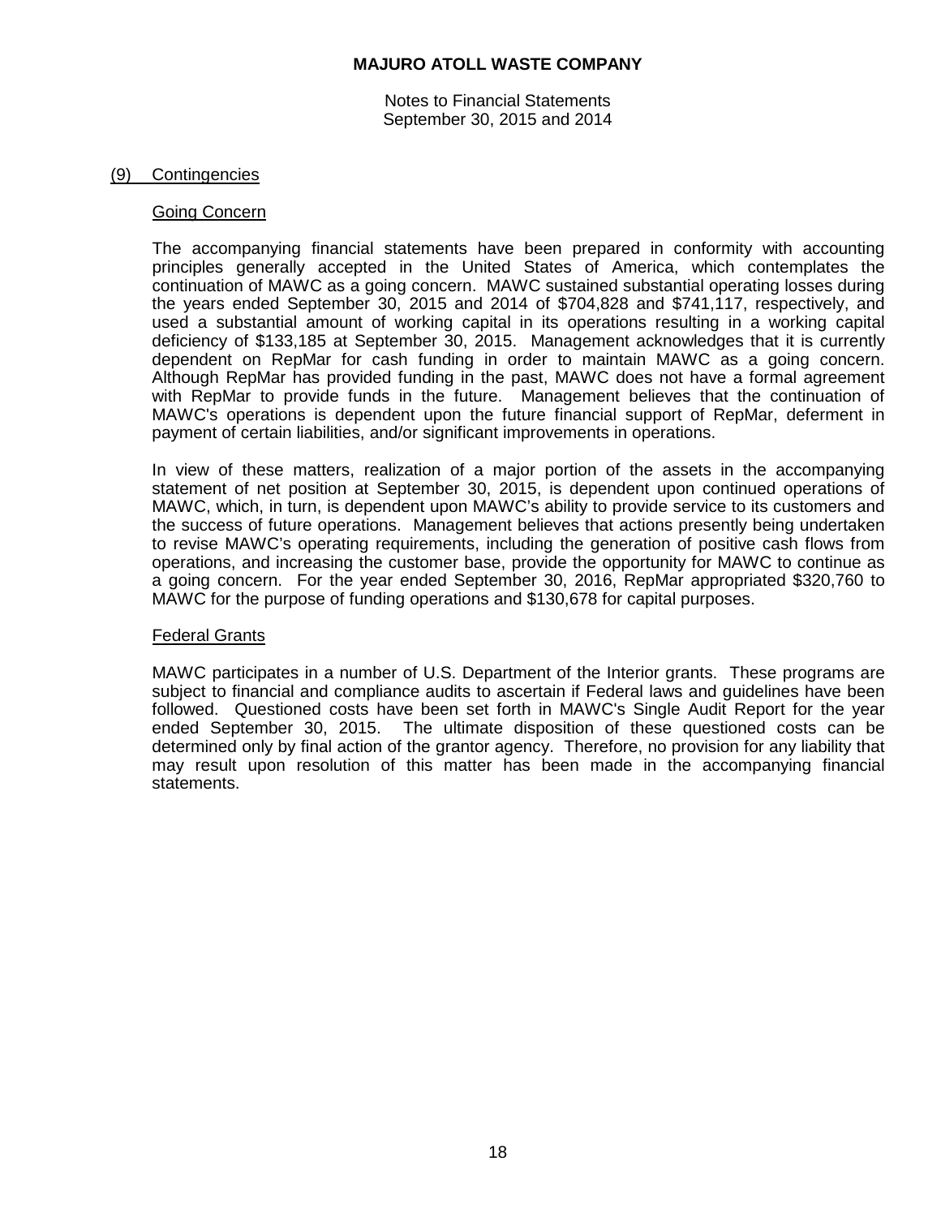## (9) Contingencies

### Going Concern

The accompanying financial statements have been prepared in conformity with accounting principles generally accepted in the United States of America, which contemplates the continuation of MAWC as a going concern. MAWC sustained substantial operating losses during the years ended September 30, 2015 and 2014 of $704,828 and $741,117, respectively, and used a substantial amount of working capital in its operations resulting in a working capital deficiency of $133,185 at September 30, 2015. Management acknowledges that it is currently dependent on RepMar for cash funding in order to maintain MAWC as a going concern. Although RepMar has provided funding in the past, MAWC does not have a formal agreement with RepMar to provide funds in the future. Management believes that the continuation of MAWC's operations is dependent upon the future financial support of RepMar, deferment in payment of certain liabilities, and/or significant improvements in operations.

In view of these matters, realization of a major portion of the assets in the accompanying statement of net position at September 30, 2015, is dependent upon continued operations of MAWC, which, in turn, is dependent upon MAWC's ability to provide service to its customers and the success of future operations. Management believes that actions presently being undertaken to revise MAWC's operating requirements, including the generation of positive cash flows from operations, and increasing the customer base, provide the opportunity for MAWC to continue as a going concern. For the year ended September 30, 2016, RepMar appropriated $320,760 to MAWC for the purpose of funding operations and $130,678 for capital purposes.

### Federal Grants

MAWC participates in a number of U.S. Department of the Interior grants. These programs are subject to financial and compliance audits to ascertain if Federal laws and guidelines have been followed. Questioned costs have been set forth in MAWC's Single Audit Report for the year ended September 30, 2015. The ultimate disposition of these questioned costs can be determined only by final action of the grantor agency. Therefore, no provision for any liability that may result upon resolution of this matter has been made in the accompanying financial statements.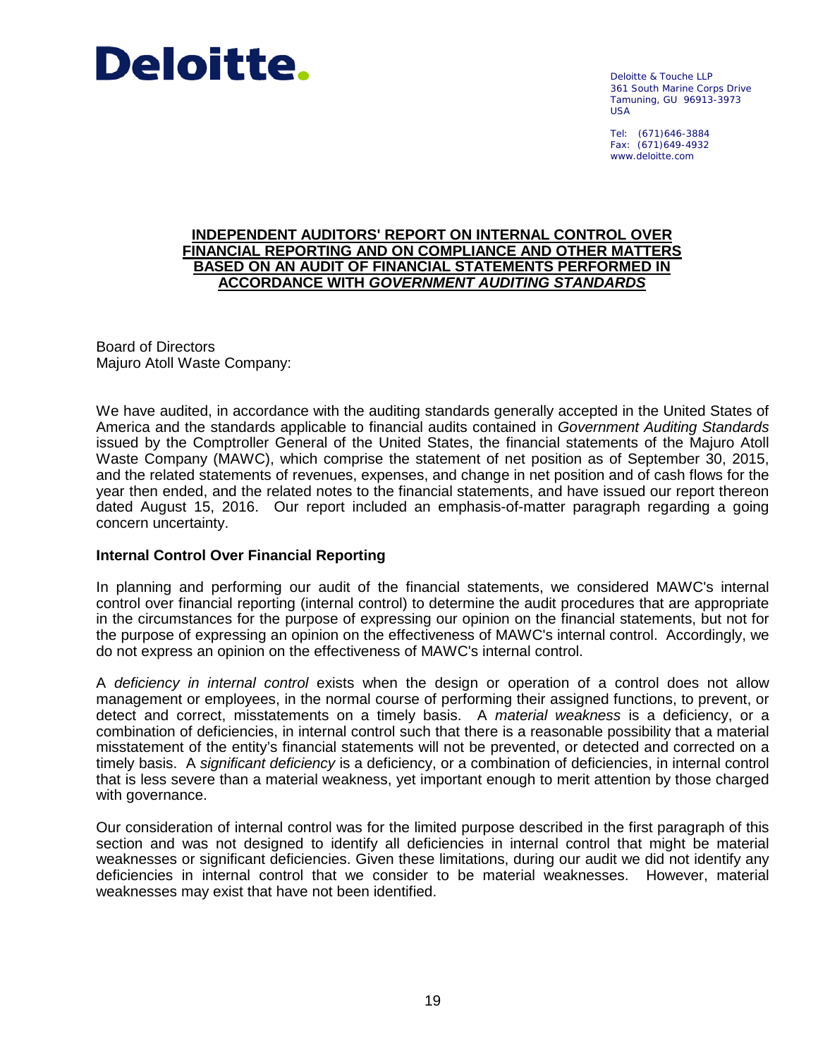Deloitte.

Deloitte & Touche LLP
361 South Marine Corps Drive
Tamuning, GU 96913-3973
USA

Tel: (671)646-3884
Fax: (671)649-4932
www.deloitte.com

# INDEPENDENT AUDITORS' REPORT ON INTERNAL CONTROL OVER FINANCIAL REPORTING AND ON COMPLIANCE AND OTHER MATTERS BASED ON AN AUDIT OF FINANCIAL STATEMENTS PERFORMED IN ACCORDANCE WITH *GOVERNMENT AUDITING STANDARDS*

Board of Directors
Majuro Atoll Waste Company:

We have audited, in accordance with the auditing standards generally accepted in the United States of America and the standards applicable to financial audits contained in *Government Auditing Standards* issued by the Comptroller General of the United States, the financial statements of the Majuro Atoll Waste Company (MAWC), which comprise the statement of net position as of September 30, 2015, and the related statements of revenues, expenses, and change in net position and of cash flows for the year then ended, and the related notes to the financial statements, and have issued our report thereon dated August 15, 2016. Our report included an emphasis-of-matter paragraph regarding a going concern uncertainty.

## Internal Control Over Financial Reporting

In planning and performing our audit of the financial statements, we considered MAWC's internal control over financial reporting (internal control) to determine the audit procedures that are appropriate in the circumstances for the purpose of expressing our opinion on the financial statements, but not for the purpose of expressing an opinion on the effectiveness of MAWC's internal control. Accordingly, we do not express an opinion on the effectiveness of MAWC's internal control.

A *deficiency in internal control* exists when the design or operation of a control does not allow management or employees, in the normal course of performing their assigned functions, to prevent, or detect and correct, misstatements on a timely basis. A *material weakness* is a deficiency, or a combination of deficiencies, in internal control such that there is a reasonable possibility that a material misstatement of the entity's financial statements will not be prevented, or detected and corrected on a timely basis. A *significant deficiency* is a deficiency, or a combination of deficiencies, in internal control that is less severe than a material weakness, yet important enough to merit attention by those charged with governance.

Our consideration of internal control was for the limited purpose described in the first paragraph of this section and was not designed to identify all deficiencies in internal control that might be material weaknesses or significant deficiencies. Given these limitations, during our audit we did not identify any deficiencies in internal control that we consider to be material weaknesses. However, material weaknesses may exist that have not been identified.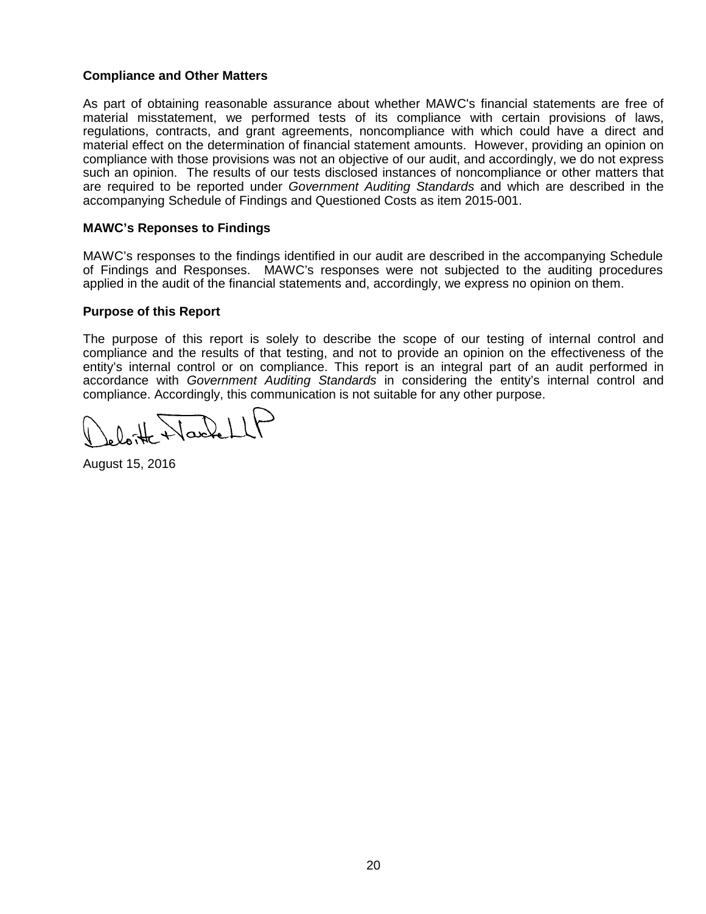### Compliance and Other Matters

As part of obtaining reasonable assurance about whether MAWC's financial statements are free of material misstatement, we performed tests of its compliance with certain provisions of laws, regulations, contracts, and grant agreements, noncompliance with which could have a direct and material effect on the determination of financial statement amounts. However, providing an opinion on compliance with those provisions was not an objective of our audit, and accordingly, we do not express such an opinion. The results of our tests disclosed instances of noncompliance or other matters that are required to be reported under *Government Auditing Standards* and which are described in the accompanying Schedule of Findings and Questioned Costs as item 2015-001.

### MAWC's Reponses to Findings

MAWC's responses to the findings identified in our audit are described in the accompanying Schedule of Findings and Responses. MAWC's responses were not subjected to the auditing procedures applied in the audit of the financial statements and, accordingly, we express no opinion on them.

### Purpose of this Report

The purpose of this report is solely to describe the scope of our testing of internal control and compliance and the results of that testing, and not to provide an opinion on the effectiveness of the entity's internal control or on compliance. This report is an integral part of an audit performed in accordance with *Government Auditing Standards* in considering the entity's internal control and compliance. Accordingly, this communication is not suitable for any other purpose.

Deloitte & Touche LLP

August 15, 2016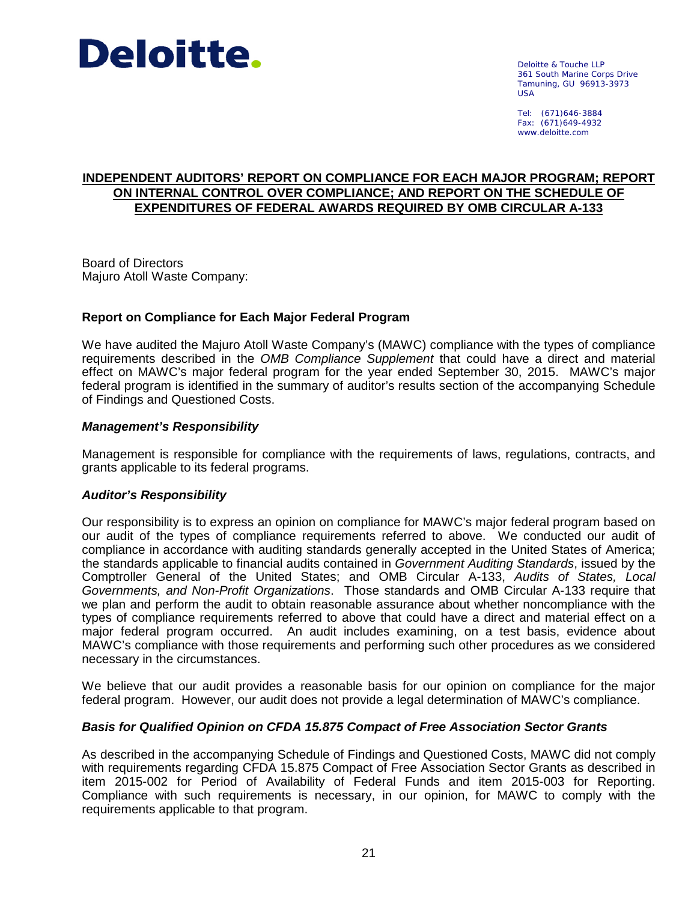Deloitte.

Deloitte & Touche LLP
361 South Marine Corps Drive
Tamuning, GU 96913-3973
USA

Tel: (671)646-3884
Fax: (671)649-4932
www.deloitte.com

## INDEPENDENT AUDITORS' REPORT ON COMPLIANCE FOR EACH MAJOR PROGRAM; REPORT ON INTERNAL CONTROL OVER COMPLIANCE; AND REPORT ON THE SCHEDULE OF EXPENDITURES OF FEDERAL AWARDS REQUIRED BY OMB CIRCULAR A-133

Board of Directors
Majuro Atoll Waste Company:

### Report on Compliance for Each Major Federal Program

We have audited the Majuro Atoll Waste Company's (MAWC) compliance with the types of compliance requirements described in the *OMB Compliance Supplement* that could have a direct and material effect on MAWC's major federal program for the year ended September 30, 2015. MAWC's major federal program is identified in the summary of auditor's results section of the accompanying Schedule of Findings and Questioned Costs.

#### *Management's Responsibility*

Management is responsible for compliance with the requirements of laws, regulations, contracts, and grants applicable to its federal programs.

#### *Auditor's Responsibility*

Our responsibility is to express an opinion on compliance for MAWC's major federal program based on our audit of the types of compliance requirements referred to above. We conducted our audit of compliance in accordance with auditing standards generally accepted in the United States of America; the standards applicable to financial audits contained in *Government Auditing Standards*, issued by the Comptroller General of the United States; and OMB Circular A-133, *Audits of States, Local Governments, and Non-Profit Organizations*. Those standards and OMB Circular A-133 require that we plan and perform the audit to obtain reasonable assurance about whether noncompliance with the types of compliance requirements referred to above that could have a direct and material effect on a major federal program occurred. An audit includes examining, on a test basis, evidence about MAWC's compliance with those requirements and performing such other procedures as we considered necessary in the circumstances.

We believe that our audit provides a reasonable basis for our opinion on compliance for the major federal program. However, our audit does not provide a legal determination of MAWC's compliance.

#### *Basis for Qualified Opinion on CFDA 15.875 Compact of Free Association Sector Grants*

As described in the accompanying Schedule of Findings and Questioned Costs, MAWC did not comply with requirements regarding CFDA 15.875 Compact of Free Association Sector Grants as described in item 2015-002 for Period of Availability of Federal Funds and item 2015-003 for Reporting. Compliance with such requirements is necessary, in our opinion, for MAWC to comply with the requirements applicable to that program.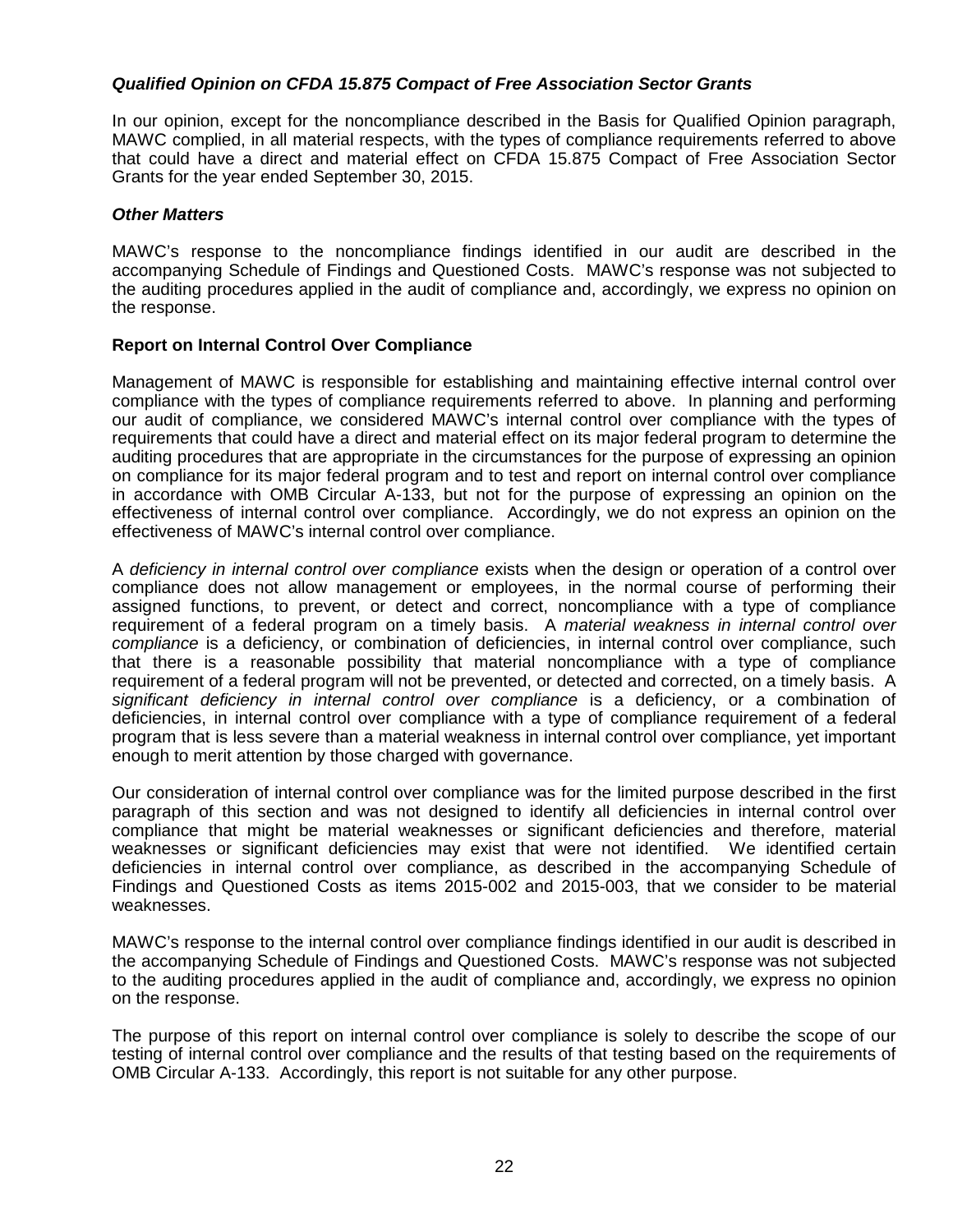***Qualified Opinion on CFDA 15.875 Compact of Free Association Sector Grants***

In our opinion, except for the noncompliance described in the Basis for Qualified Opinion paragraph, MAWC complied, in all material respects, with the types of compliance requirements referred to above that could have a direct and material effect on CFDA 15.875 Compact of Free Association Sector Grants for the year ended September 30, 2015.

***Other Matters***

MAWC's response to the noncompliance findings identified in our audit are described in the accompanying Schedule of Findings and Questioned Costs. MAWC's response was not subjected to the auditing procedures applied in the audit of compliance and, accordingly, we express no opinion on the response.

**Report on Internal Control Over Compliance**

Management of MAWC is responsible for establishing and maintaining effective internal control over compliance with the types of compliance requirements referred to above. In planning and performing our audit of compliance, we considered MAWC's internal control over compliance with the types of requirements that could have a direct and material effect on its major federal program to determine the auditing procedures that are appropriate in the circumstances for the purpose of expressing an opinion on compliance for its major federal program and to test and report on internal control over compliance in accordance with OMB Circular A-133, but not for the purpose of expressing an opinion on the effectiveness of internal control over compliance. Accordingly, we do not express an opinion on the effectiveness of MAWC's internal control over compliance.

A *deficiency in internal control over compliance* exists when the design or operation of a control over compliance does not allow management or employees, in the normal course of performing their assigned functions, to prevent, or detect and correct, noncompliance with a type of compliance requirement of a federal program on a timely basis. A *material weakness in internal control over compliance* is a deficiency, or combination of deficiencies, in internal control over compliance, such that there is a reasonable possibility that material noncompliance with a type of compliance requirement of a federal program will not be prevented, or detected and corrected, on a timely basis. A *significant deficiency in internal control over compliance* is a deficiency, or a combination of deficiencies, in internal control over compliance with a type of compliance requirement of a federal program that is less severe than a material weakness in internal control over compliance, yet important enough to merit attention by those charged with governance.

Our consideration of internal control over compliance was for the limited purpose described in the first paragraph of this section and was not designed to identify all deficiencies in internal control over compliance that might be material weaknesses or significant deficiencies and therefore, material weaknesses or significant deficiencies may exist that were not identified. We identified certain deficiencies in internal control over compliance, as described in the accompanying Schedule of Findings and Questioned Costs as items 2015-002 and 2015-003, that we consider to be material weaknesses.

MAWC's response to the internal control over compliance findings identified in our audit is described in the accompanying Schedule of Findings and Questioned Costs. MAWC's response was not subjected to the auditing procedures applied in the audit of compliance and, accordingly, we express no opinion on the response.

The purpose of this report on internal control over compliance is solely to describe the scope of our testing of internal control over compliance and the results of that testing based on the requirements of OMB Circular A-133. Accordingly, this report is not suitable for any other purpose.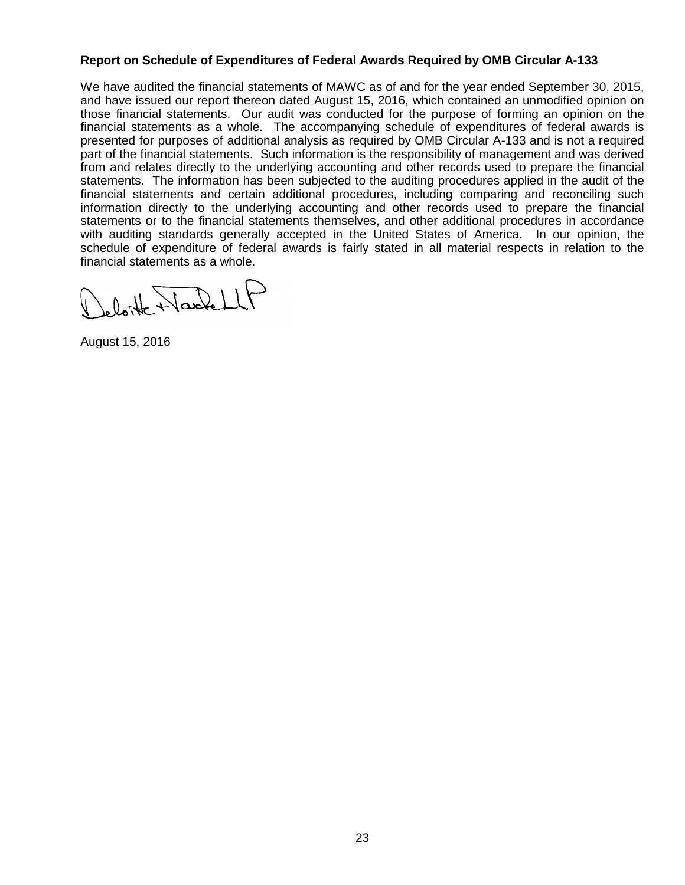**Report on Schedule of Expenditures of Federal Awards Required by OMB Circular A-133**

We have audited the financial statements of MAWC as of and for the year ended September 30, 2015, and have issued our report thereon dated August 15, 2016, which contained an unmodified opinion on those financial statements. Our audit was conducted for the purpose of forming an opinion on the financial statements as a whole. The accompanying schedule of expenditures of federal awards is presented for purposes of additional analysis as required by OMB Circular A-133 and is not a required part of the financial statements. Such information is the responsibility of management and was derived from and relates directly to the underlying accounting and other records used to prepare the financial statements. The information has been subjected to the auditing procedures applied in the audit of the financial statements and certain additional procedures, including comparing and reconciling such information directly to the underlying accounting and other records used to prepare the financial statements or to the financial statements themselves, and other additional procedures in accordance with auditing standards generally accepted in the United States of America. In our opinion, the schedule of expenditure of federal awards is fairly stated in all material respects in relation to the financial statements as a whole.

Deloitte & Touche LLP

August 15, 2016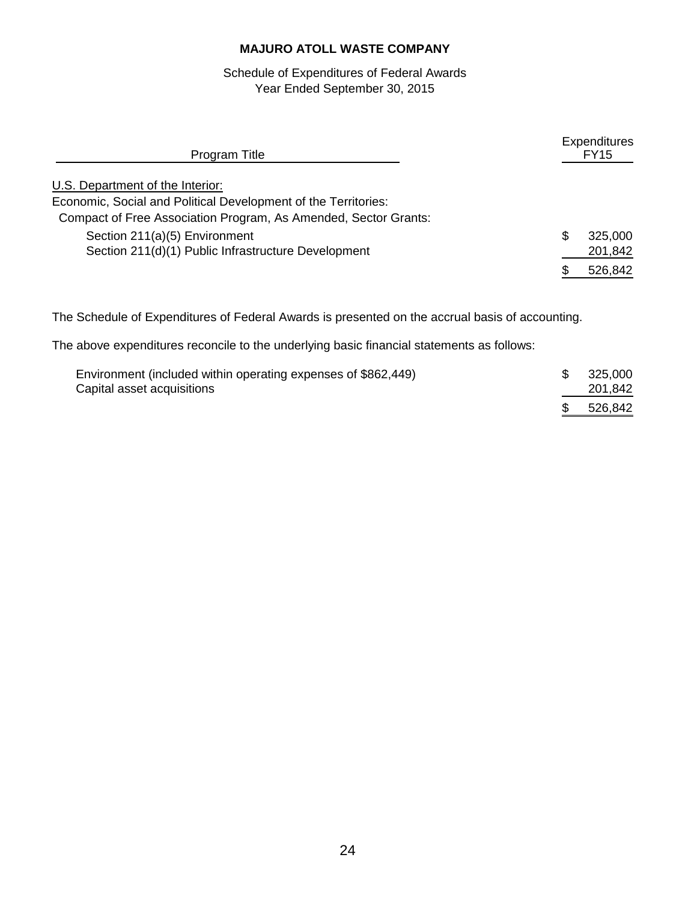# MAJURO ATOLL WASTE COMPANY

Schedule of Expenditures of Federal Awards
Year Ended September 30, 2015

| Program Title | Expenditures FY15 |
|---|---|
| U.S. Department of the Interior: | |
| Economic, Social and Political Development of the Territories: | |
| Compact of Free Association Program, As Amended, Sector Grants: | |
| Section 211(a)(5) Environment | $ 325,000 |
| Section 211(d)(1) Public Infrastructure Development | 201,842 |
| | $ 526,842 |

The Schedule of Expenditures of Federal Awards is presented on the accrual basis of accounting.

The above expenditures reconcile to the underlying basic financial statements as follows:

| | |
|---|---|
| Environment (included within operating expenses of $862,449) | $ 325,000 |
| Capital asset acquisitions | 201,842 |
| | $ 526,842 |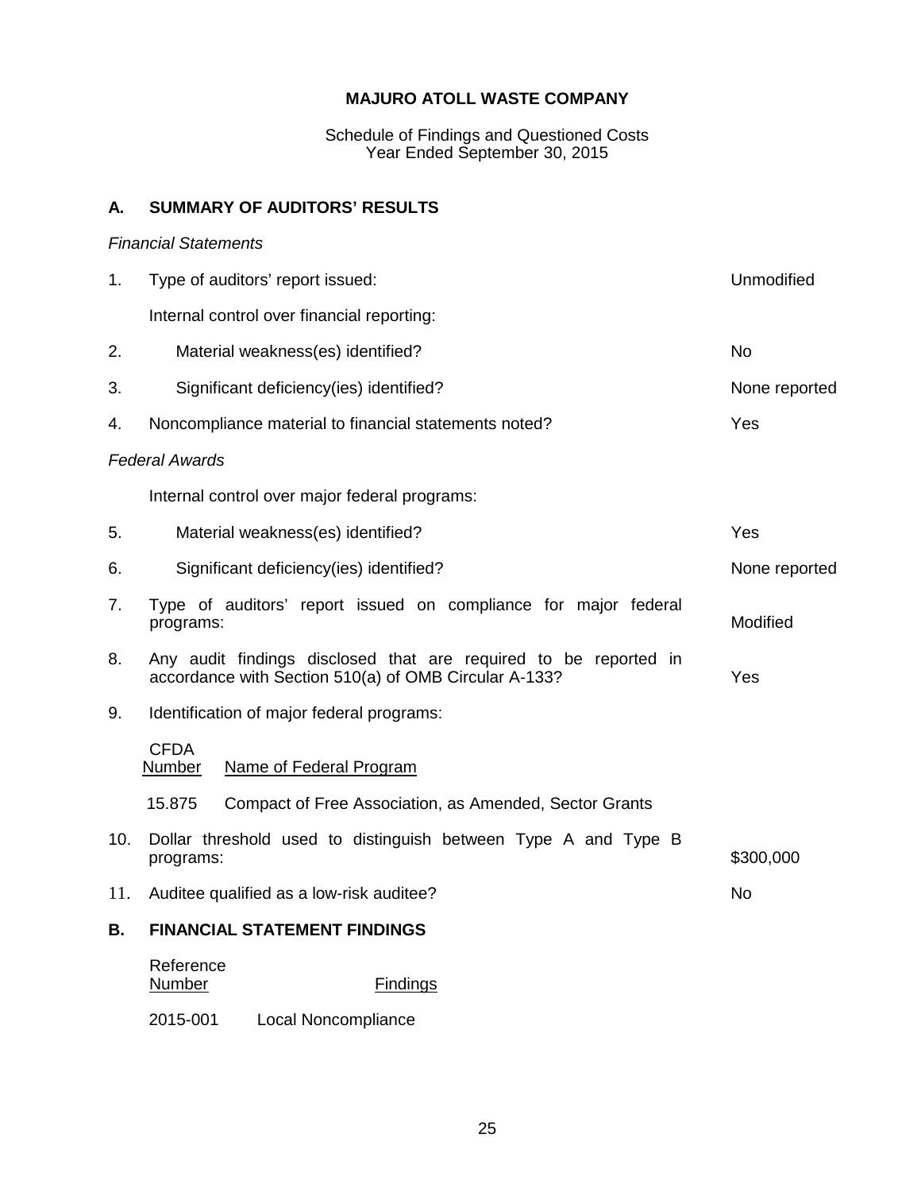# MAJURO ATOLL WASTE COMPANY

Schedule of Findings and Questioned Costs
Year Ended September 30, 2015

## A. SUMMARY OF AUDITORS' RESULTS

*Financial Statements*

| | | |
|---|---|---|
| 1. | Type of auditors' report issued: | Unmodified |
| | Internal control over financial reporting: | |
| 2. | Material weakness(es) identified? | No |
| 3. | Significant deficiency(ies) identified? | None reported |
| 4. | Noncompliance material to financial statements noted? | Yes |

*Federal Awards*

| | | |
|---|---|---|
| | Internal control over major federal programs: | |
| 5. | Material weakness(es) identified? | Yes |
| 6. | Significant deficiency(ies) identified? | None reported |
| 7. | Type of auditors' report issued on compliance for major federal programs: | Modified |
| 8. | Any audit findings disclosed that are required to be reported in accordance with Section 510(a) of OMB Circular A-133? | Yes |
| 9. | Identification of major federal programs: | |

| CFDA Number | Name of Federal Program |
|---|---|
| 15.875 | Compact of Free Association, as Amended, Sector Grants |

| | | |
|---|---|---|
| 10. | Dollar threshold used to distinguish between Type A and Type B programs: | $300,000 |
| 11. | Auditee qualified as a low-risk auditee? | No |

## B. FINANCIAL STATEMENT FINDINGS

| Reference Number | Findings |
|---|---|
| 2015-001 | Local Noncompliance |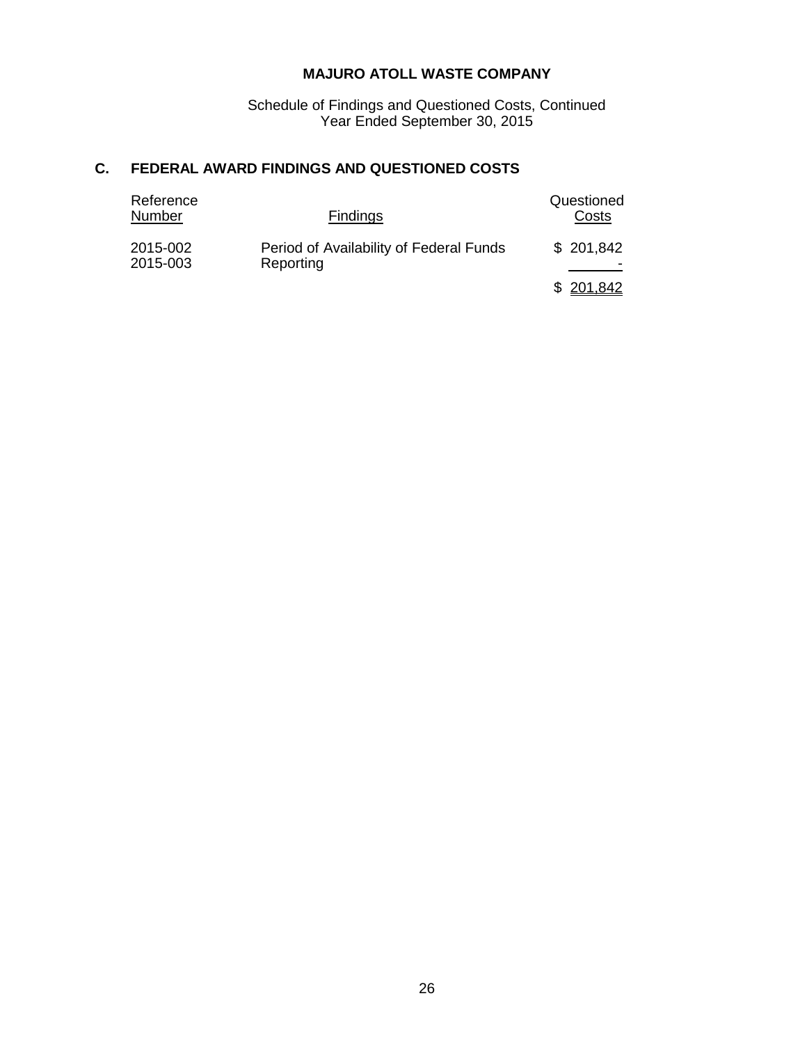# MAJURO ATOLL WASTE COMPANY

Schedule of Findings and Questioned Costs, Continued
Year Ended September 30, 2015

## C. FEDERAL AWARD FINDINGS AND QUESTIONED COSTS

| Reference Number | Findings | Questioned Costs |
|---|---|---|
| 2015-002 | Period of Availability of Federal Funds | $ 201,842 |
| 2015-003 | Reporting | - |
| | | $ 201,842 |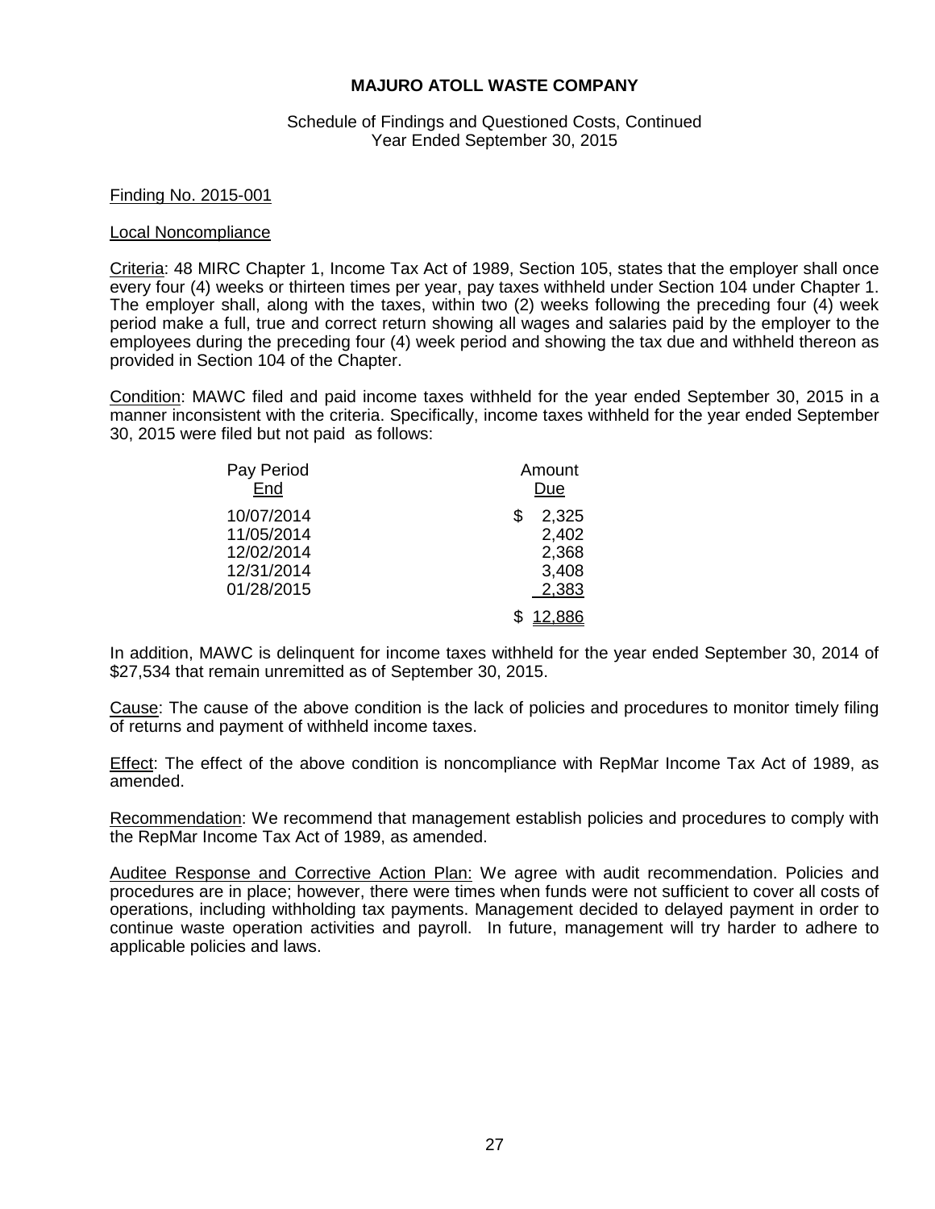**MAJURO ATOLL WASTE COMPANY**

Schedule of Findings and Questioned Costs, Continued
Year Ended September 30, 2015

Finding No. 2015-001

Local Noncompliance

Criteria: 48 MIRC Chapter 1, Income Tax Act of 1989, Section 105, states that the employer shall once every four (4) weeks or thirteen times per year, pay taxes withheld under Section 104 under Chapter 1. The employer shall, along with the taxes, within two (2) weeks following the preceding four (4) week period make a full, true and correct return showing all wages and salaries paid by the employer to the employees during the preceding four (4) week period and showing the tax due and withheld thereon as provided in Section 104 of the Chapter.

Condition: MAWC filed and paid income taxes withheld for the year ended September 30, 2015 in a manner inconsistent with the criteria. Specifically, income taxes withheld for the year ended September 30, 2015 were filed but not paid as follows:

| Pay Period End | Amount Due |
|---|---|
| 10/07/2014 | $ 2,325 |
| 11/05/2014 | 2,402 |
| 12/02/2014 | 2,368 |
| 12/31/2014 | 3,408 |
| 01/28/2015 | 2,383 |
| | $ 12,886 |

In addition, MAWC is delinquent for income taxes withheld for the year ended September 30, 2014 of $27,534 that remain unremitted as of September 30, 2015.

Cause: The cause of the above condition is the lack of policies and procedures to monitor timely filing of returns and payment of withheld income taxes.

Effect: The effect of the above condition is noncompliance with RepMar Income Tax Act of 1989, as amended.

Recommendation: We recommend that management establish policies and procedures to comply with the RepMar Income Tax Act of 1989, as amended.

Auditee Response and Corrective Action Plan: We agree with audit recommendation. Policies and procedures are in place; however, there were times when funds were not sufficient to cover all costs of operations, including withholding tax payments. Management decided to delayed payment in order to continue waste operation activities and payroll. In future, management will try harder to adhere to applicable policies and laws.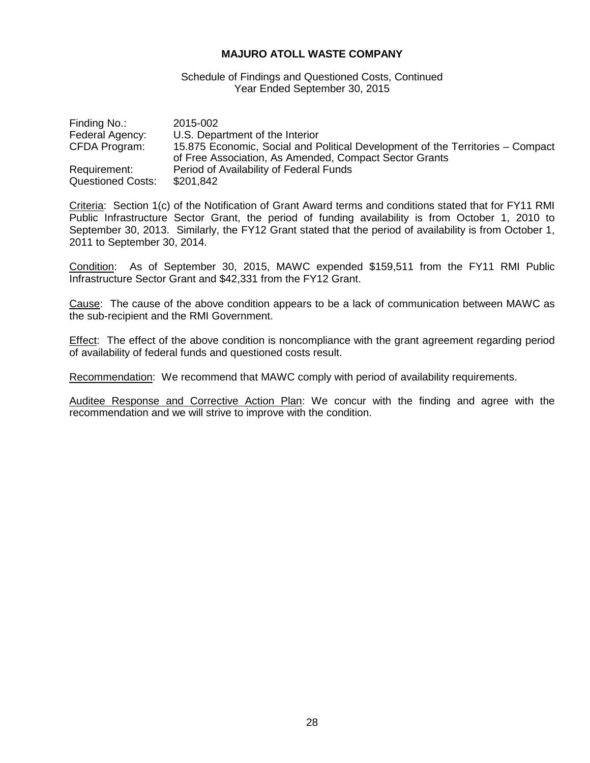**MAJURO ATOLL WASTE COMPANY**

Schedule of Findings and Questioned Costs, Continued
Year Ended September 30, 2015

| | |
|---|---|
| Finding No.: | 2015-002 |
| Federal Agency: | U.S. Department of the Interior |
| CFDA Program: | 15.875 Economic, Social and Political Development of the Territories – Compact of Free Association, As Amended, Compact Sector Grants |
| Requirement: | Period of Availability of Federal Funds |
| Questioned Costs: | \$201,842 |

Criteria: Section 1(c) of the Notification of Grant Award terms and conditions stated that for FY11 RMI Public Infrastructure Sector Grant, the period of funding availability is from October 1, 2010 to September 30, 2013. Similarly, the FY12 Grant stated that the period of availability is from October 1, 2011 to September 30, 2014.

Condition: As of September 30, 2015, MAWC expended \$159,511 from the FY11 RMI Public Infrastructure Sector Grant and \$42,331 from the FY12 Grant.

Cause: The cause of the above condition appears to be a lack of communication between MAWC as the sub-recipient and the RMI Government.

Effect: The effect of the above condition is noncompliance with the grant agreement regarding period of availability of federal funds and questioned costs result.

Recommendation: We recommend that MAWC comply with period of availability requirements.

Auditee Response and Corrective Action Plan: We concur with the finding and agree with the recommendation and we will strive to improve with the condition.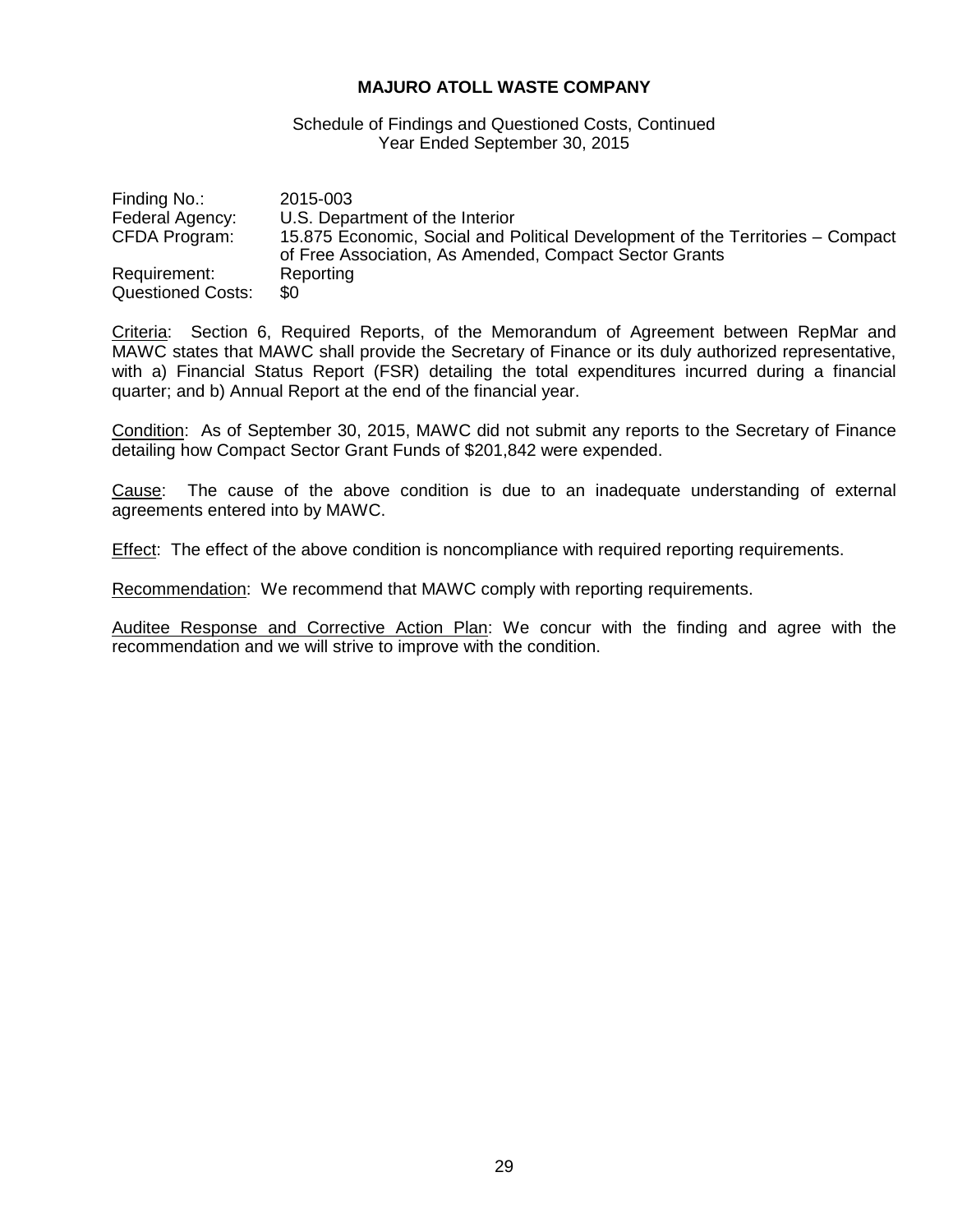**MAJURO ATOLL WASTE COMPANY**

Schedule of Findings and Questioned Costs, Continued
Year Ended September 30, 2015

| | |
|---|---|
| Finding No.: | 2015-003 |
| Federal Agency: | U.S. Department of the Interior |
| CFDA Program: | 15.875 Economic, Social and Political Development of the Territories – Compact of Free Association, As Amended, Compact Sector Grants |
| Requirement: | Reporting |
| Questioned Costs: | $0 |

Criteria: Section 6, Required Reports, of the Memorandum of Agreement between RepMar and MAWC states that MAWC shall provide the Secretary of Finance or its duly authorized representative, with a) Financial Status Report (FSR) detailing the total expenditures incurred during a financial quarter; and b) Annual Report at the end of the financial year.

Condition: As of September 30, 2015, MAWC did not submit any reports to the Secretary of Finance detailing how Compact Sector Grant Funds of $201,842 were expended.

Cause: The cause of the above condition is due to an inadequate understanding of external agreements entered into by MAWC.

Effect: The effect of the above condition is noncompliance with required reporting requirements.

Recommendation: We recommend that MAWC comply with reporting requirements.

Auditee Response and Corrective Action Plan: We concur with the finding and agree with the recommendation and we will strive to improve with the condition.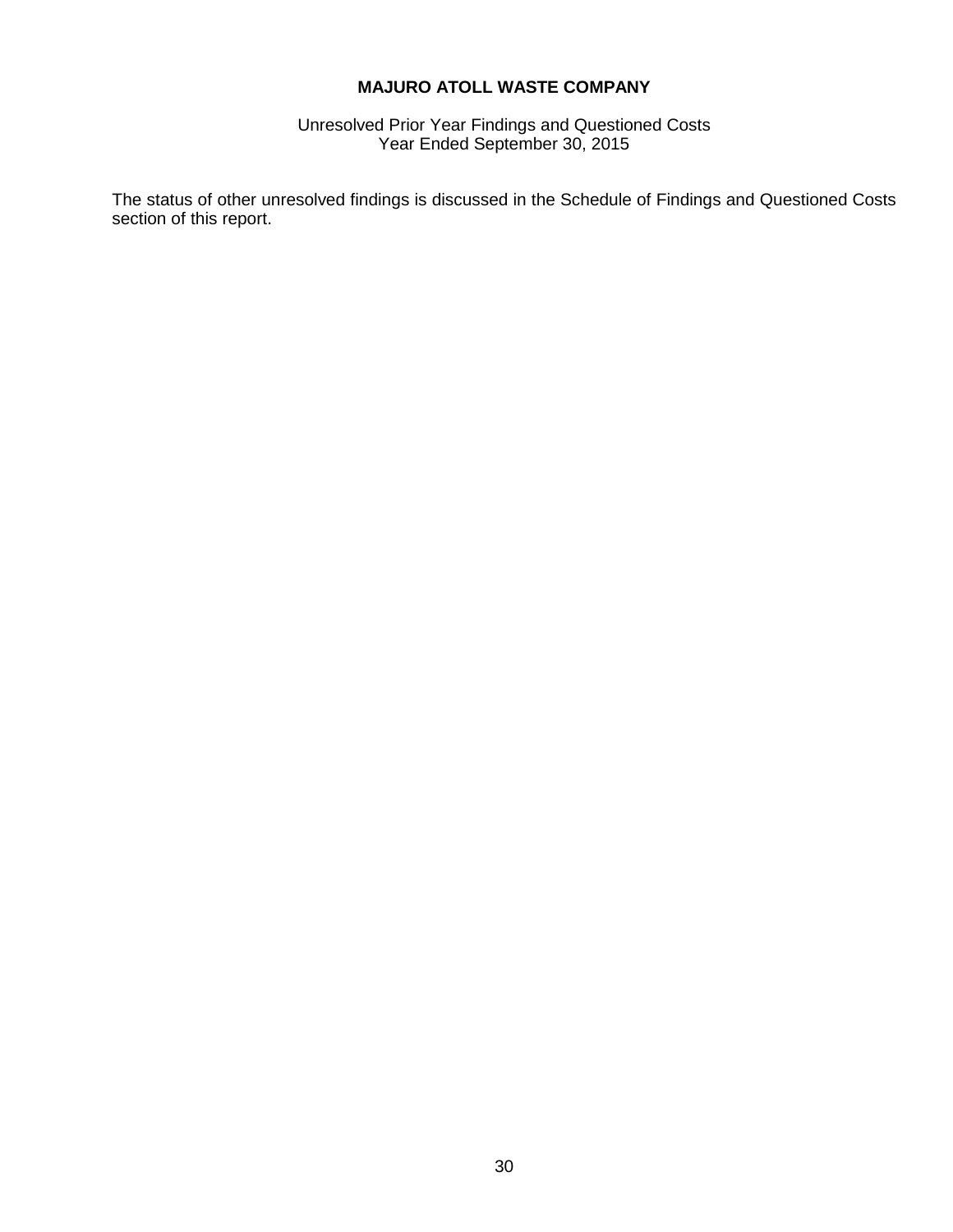# MAJURO ATOLL WASTE COMPANY

Unresolved Prior Year Findings and Questioned Costs
Year Ended September 30, 2015

The status of other unresolved findings is discussed in the Schedule of Findings and Questioned Costs section of this report.